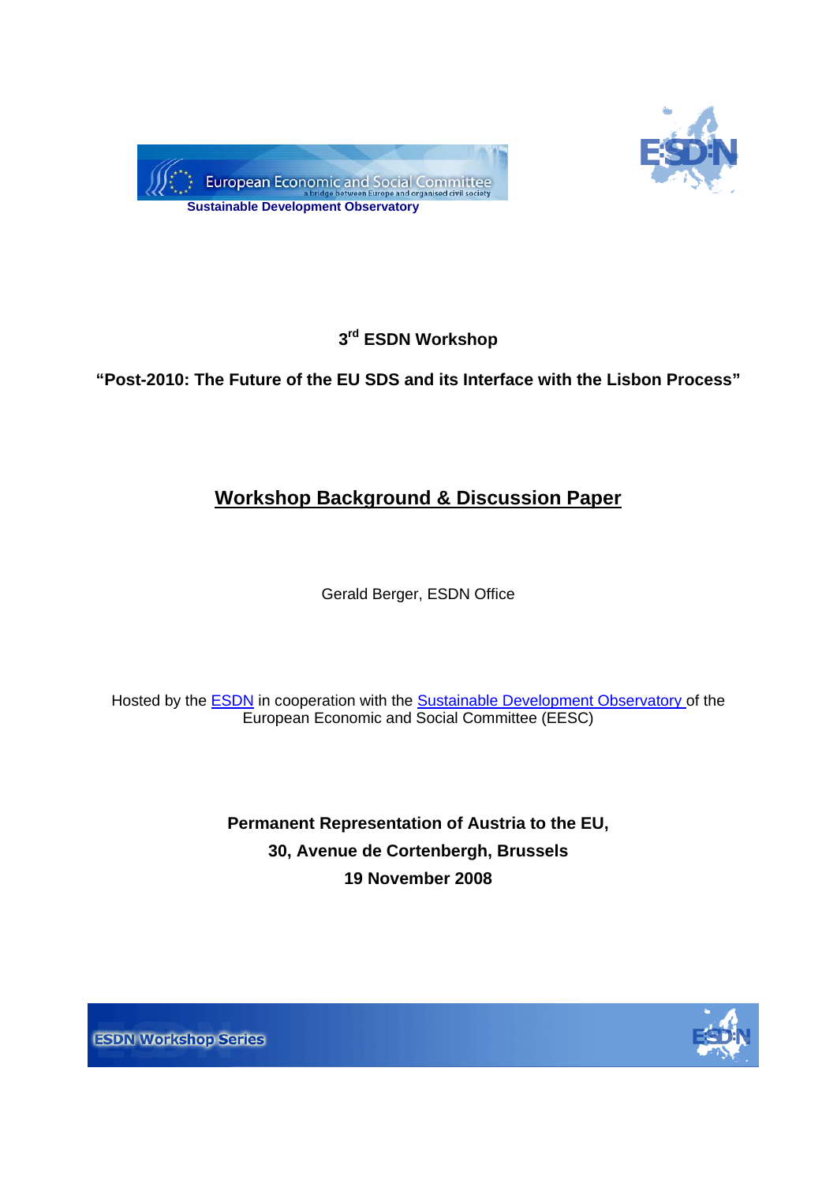European Economic and Social Committee
a bridge between Europe and organised civil society

**Sustainable Development Observatory**

ESDN

**3rd ESDN Workshop**

**"Post-2010: The Future of the EU SDS and its Interface with the Lisbon Process"**

# Workshop Background & Discussion Paper

Gerald Berger, ESDN Office

Hosted by the ESDN in cooperation with the Sustainable Development Observatory of the European Economic and Social Committee (EESC)

**Permanent Representation of Austria to the EU,**
**30, Avenue de Cortenbergh, Brussels**
**19 November 2008**

ESDN Workshop Series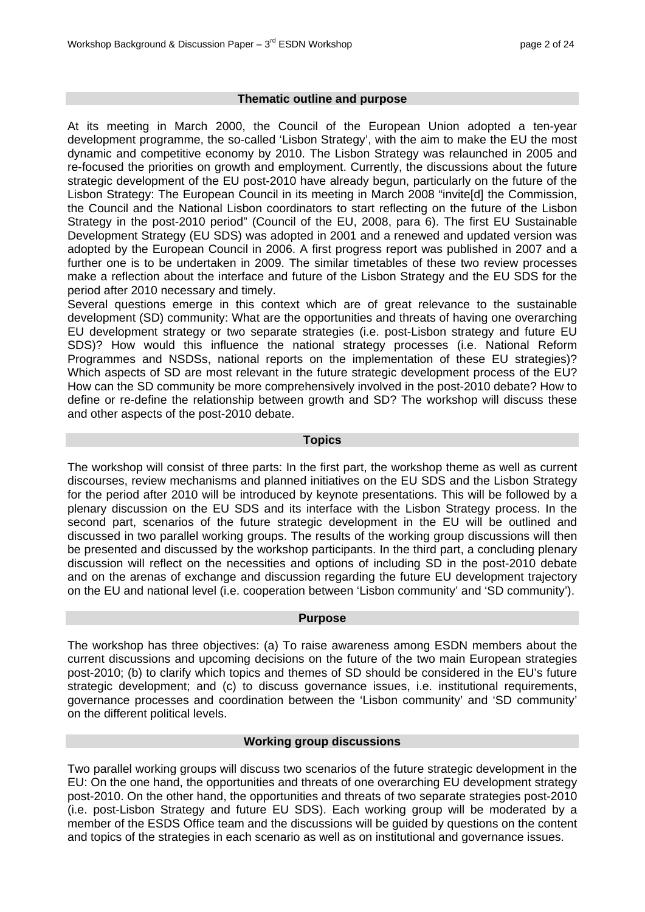## Thematic outline and purpose

At its meeting in March 2000, the Council of the European Union adopted a ten-year development programme, the so-called 'Lisbon Strategy', with the aim to make the EU the most dynamic and competitive economy by 2010. The Lisbon Strategy was relaunched in 2005 and re-focused the priorities on growth and employment. Currently, the discussions about the future strategic development of the EU post-2010 have already begun, particularly on the future of the Lisbon Strategy: The European Council in its meeting in March 2008 "invite[d] the Commission, the Council and the National Lisbon coordinators to start reflecting on the future of the Lisbon Strategy in the post-2010 period" (Council of the EU, 2008, para 6). The first EU Sustainable Development Strategy (EU SDS) was adopted in 2001 and a renewed and updated version was adopted by the European Council in 2006. A first progress report was published in 2007 and a further one is to be undertaken in 2009. The similar timetables of these two review processes make a reflection about the interface and future of the Lisbon Strategy and the EU SDS for the period after 2010 necessary and timely.

Several questions emerge in this context which are of great relevance to the sustainable development (SD) community: What are the opportunities and threats of having one overarching EU development strategy or two separate strategies (i.e. post-Lisbon strategy and future EU SDS)? How would this influence the national strategy processes (i.e. National Reform Programmes and NSDSs, national reports on the implementation of these EU strategies)? Which aspects of SD are most relevant in the future strategic development process of the EU? How can the SD community be more comprehensively involved in the post-2010 debate? How to define or re-define the relationship between growth and SD? The workshop will discuss these and other aspects of the post-2010 debate.

## Topics

The workshop will consist of three parts: In the first part, the workshop theme as well as current discourses, review mechanisms and planned initiatives on the EU SDS and the Lisbon Strategy for the period after 2010 will be introduced by keynote presentations. This will be followed by a plenary discussion on the EU SDS and its interface with the Lisbon Strategy process. In the second part, scenarios of the future strategic development in the EU will be outlined and discussed in two parallel working groups. The results of the working group discussions will then be presented and discussed by the workshop participants. In the third part, a concluding plenary discussion will reflect on the necessities and options of including SD in the post-2010 debate and on the arenas of exchange and discussion regarding the future EU development trajectory on the EU and national level (i.e. cooperation between 'Lisbon community' and 'SD community').

## Purpose

The workshop has three objectives: (a) To raise awareness among ESDN members about the current discussions and upcoming decisions on the future of the two main European strategies post-2010; (b) to clarify which topics and themes of SD should be considered in the EU's future strategic development; and (c) to discuss governance issues, i.e. institutional requirements, governance processes and coordination between the 'Lisbon community' and 'SD community' on the different political levels.

## Working group discussions

Two parallel working groups will discuss two scenarios of the future strategic development in the EU: On the one hand, the opportunities and threats of one overarching EU development strategy post-2010. On the other hand, the opportunities and threats of two separate strategies post-2010 (i.e. post-Lisbon Strategy and future EU SDS). Each working group will be moderated by a member of the ESDS Office team and the discussions will be guided by questions on the content and topics of the strategies in each scenario as well as on institutional and governance issues.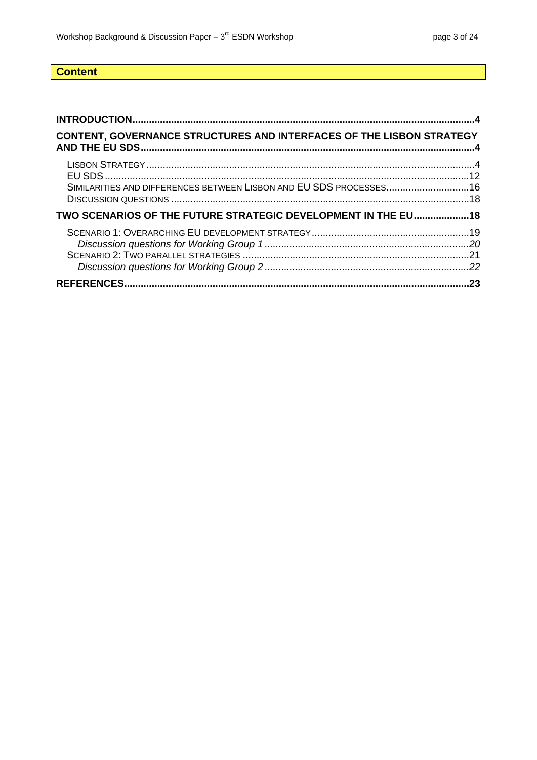## Content

**INTRODUCTION....................................................................................................................4**

**CONTENT, GOVERNANCE STRUCTURES AND INTERFACES OF THE LISBON STRATEGY AND THE EU SDS.......................................................................................................................4**

LISBON STRATEGY.....................................................................................................................4
EU SDS....................................................................................................................................12
SIMILARITIES AND DIFFERENCES BETWEEN LISBON AND EU SDS PROCESSES..............................16
DISCUSSION QUESTIONS...........................................................................................................18

**TWO SCENARIOS OF THE FUTURE STRATEGIC DEVELOPMENT IN THE EU....................18**

SCENARIO 1: OVERARCHING EU DEVELOPMENT STRATEGY.........................................................19
*Discussion questions for Working Group 1.........................................................................20*
SCENARIO 2: TWO PARALLEL STRATEGIES..................................................................................21
*Discussion questions for Working Group 2.........................................................................22*

**REFERENCES.......................................................................................................................23**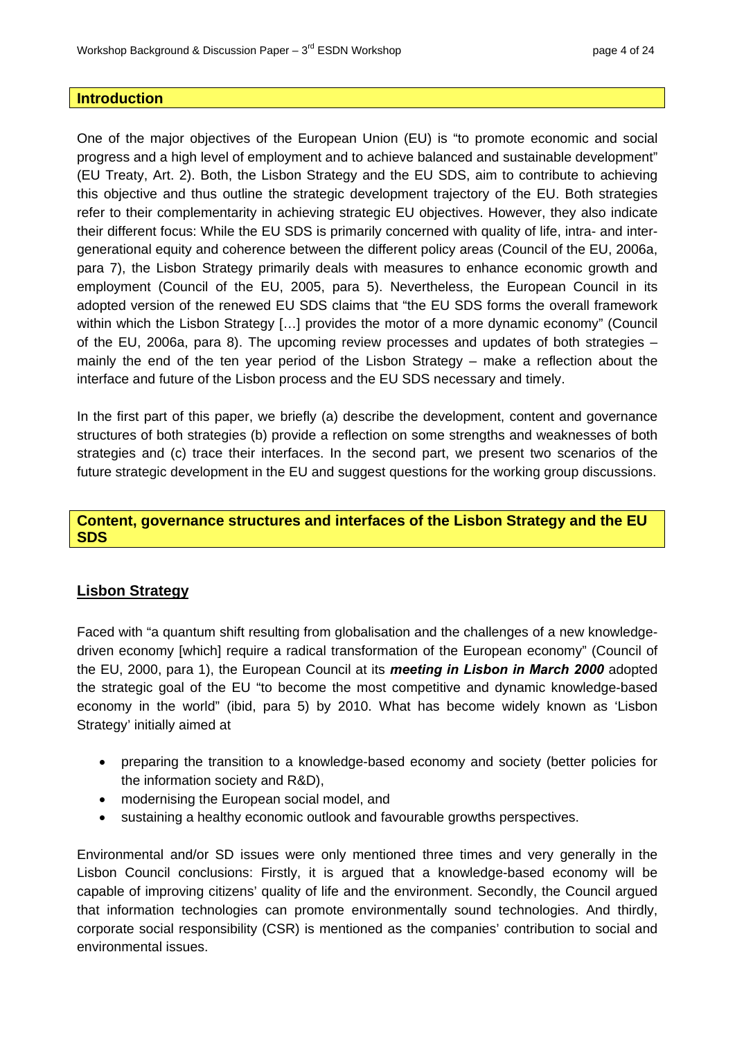## Introduction

One of the major objectives of the European Union (EU) is "to promote economic and social progress and a high level of employment and to achieve balanced and sustainable development" (EU Treaty, Art. 2). Both, the Lisbon Strategy and the EU SDS, aim to contribute to achieving this objective and thus outline the strategic development trajectory of the EU. Both strategies refer to their complementarity in achieving strategic EU objectives. However, they also indicate their different focus: While the EU SDS is primarily concerned with quality of life, intra- and inter-generational equity and coherence between the different policy areas (Council of the EU, 2006a, para 7), the Lisbon Strategy primarily deals with measures to enhance economic growth and employment (Council of the EU, 2005, para 5). Nevertheless, the European Council in its adopted version of the renewed EU SDS claims that "the EU SDS forms the overall framework within which the Lisbon Strategy […] provides the motor of a more dynamic economy" (Council of the EU, 2006a, para 8). The upcoming review processes and updates of both strategies – mainly the end of the ten year period of the Lisbon Strategy – make a reflection about the interface and future of the Lisbon process and the EU SDS necessary and timely.

In the first part of this paper, we briefly (a) describe the development, content and governance structures of both strategies (b) provide a reflection on some strengths and weaknesses of both strategies and (c) trace their interfaces. In the second part, we present two scenarios of the future strategic development in the EU and suggest questions for the working group discussions.

## Content, governance structures and interfaces of the Lisbon Strategy and the EU SDS

### Lisbon Strategy

Faced with "a quantum shift resulting from globalisation and the challenges of a new knowledge-driven economy [which] require a radical transformation of the European economy" (Council of the EU, 2000, para 1), the European Council at its ***meeting in Lisbon in March 2000*** adopted the strategic goal of the EU "to become the most competitive and dynamic knowledge-based economy in the world" (ibid, para 5) by 2010. What has become widely known as 'Lisbon Strategy' initially aimed at

- preparing the transition to a knowledge-based economy and society (better policies for the information society and R&D),
- modernising the European social model, and
- sustaining a healthy economic outlook and favourable growths perspectives.

Environmental and/or SD issues were only mentioned three times and very generally in the Lisbon Council conclusions: Firstly, it is argued that a knowledge-based economy will be capable of improving citizens' quality of life and the environment. Secondly, the Council argued that information technologies can promote environmentally sound technologies. And thirdly, corporate social responsibility (CSR) is mentioned as the companies' contribution to social and environmental issues.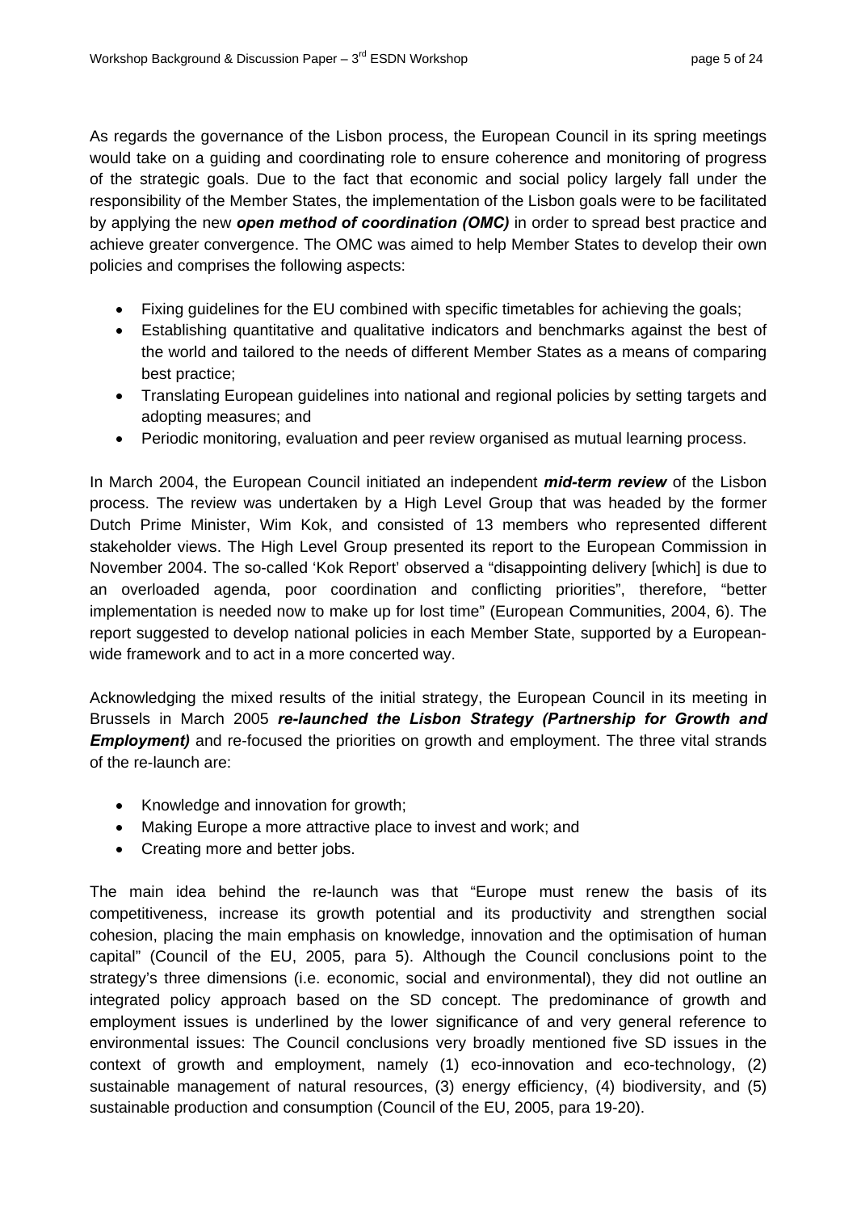As regards the governance of the Lisbon process, the European Council in its spring meetings would take on a guiding and coordinating role to ensure coherence and monitoring of progress of the strategic goals. Due to the fact that economic and social policy largely fall under the responsibility of the Member States, the implementation of the Lisbon goals were to be facilitated by applying the new ***open method of coordination (OMC)*** in order to spread best practice and achieve greater convergence. The OMC was aimed to help Member States to develop their own policies and comprises the following aspects:

- Fixing guidelines for the EU combined with specific timetables for achieving the goals;
- Establishing quantitative and qualitative indicators and benchmarks against the best of the world and tailored to the needs of different Member States as a means of comparing best practice;
- Translating European guidelines into national and regional policies by setting targets and adopting measures; and
- Periodic monitoring, evaluation and peer review organised as mutual learning process.

In March 2004, the European Council initiated an independent ***mid-term review*** of the Lisbon process. The review was undertaken by a High Level Group that was headed by the former Dutch Prime Minister, Wim Kok, and consisted of 13 members who represented different stakeholder views. The High Level Group presented its report to the European Commission in November 2004. The so-called 'Kok Report' observed a "disappointing delivery [which] is due to an overloaded agenda, poor coordination and conflicting priorities", therefore, "better implementation is needed now to make up for lost time" (European Communities, 2004, 6). The report suggested to develop national policies in each Member State, supported by a European-wide framework and to act in a more concerted way.

Acknowledging the mixed results of the initial strategy, the European Council in its meeting in Brussels in March 2005 ***re-launched the Lisbon Strategy (Partnership for Growth and Employment)*** and re-focused the priorities on growth and employment. The three vital strands of the re-launch are:

- Knowledge and innovation for growth;
- Making Europe a more attractive place to invest and work; and
- Creating more and better jobs.

The main idea behind the re-launch was that "Europe must renew the basis of its competitiveness, increase its growth potential and its productivity and strengthen social cohesion, placing the main emphasis on knowledge, innovation and the optimisation of human capital" (Council of the EU, 2005, para 5). Although the Council conclusions point to the strategy's three dimensions (i.e. economic, social and environmental), they did not outline an integrated policy approach based on the SD concept. The predominance of growth and employment issues is underlined by the lower significance of and very general reference to environmental issues: The Council conclusions very broadly mentioned five SD issues in the context of growth and employment, namely (1) eco-innovation and eco-technology, (2) sustainable management of natural resources, (3) energy efficiency, (4) biodiversity, and (5) sustainable production and consumption (Council of the EU, 2005, para 19-20).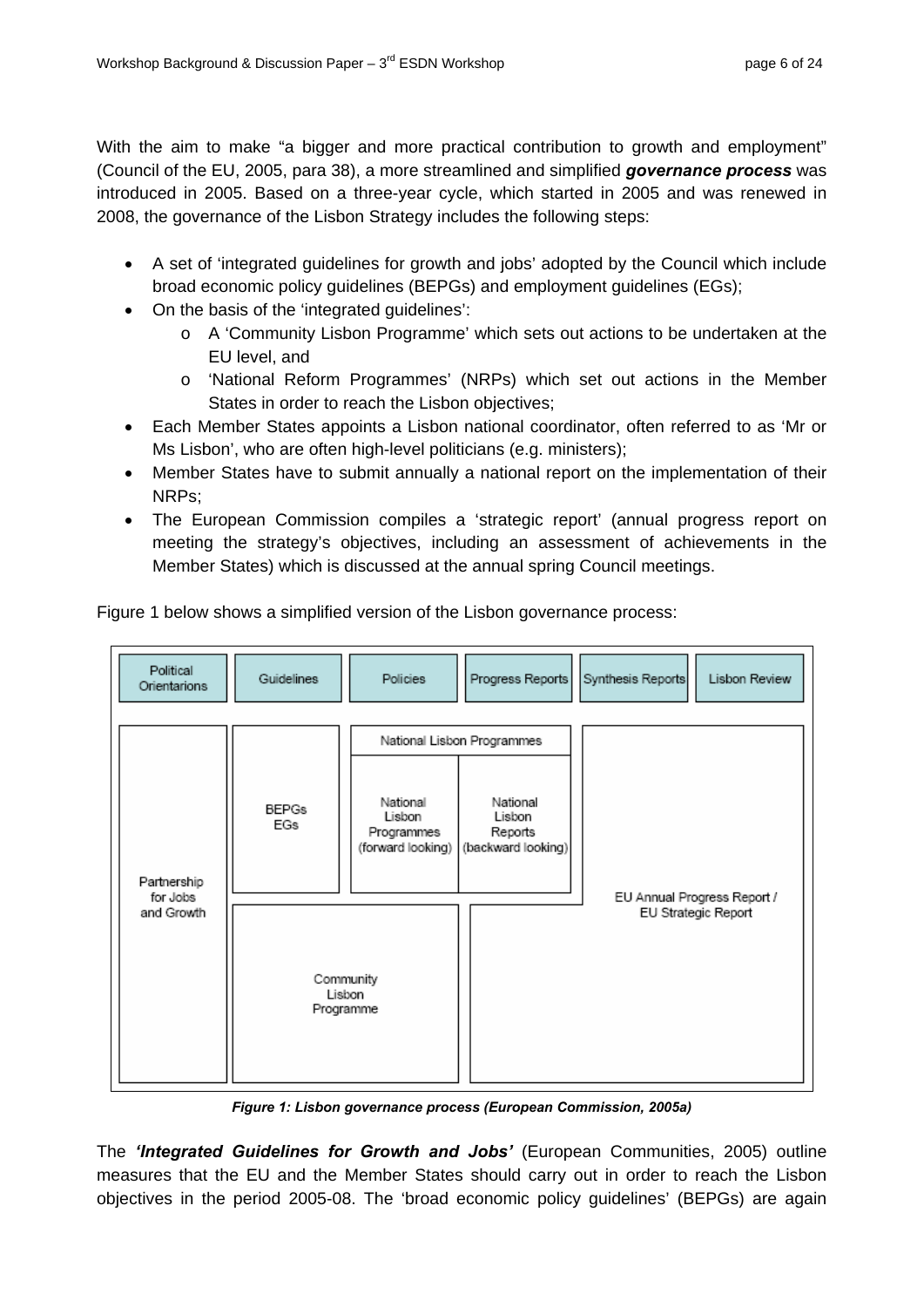With the aim to make "a bigger and more practical contribution to growth and employment" (Council of the EU, 2005, para 38), a more streamlined and simplified ***governance process*** was introduced in 2005. Based on a three-year cycle, which started in 2005 and was renewed in 2008, the governance of the Lisbon Strategy includes the following steps:

- A set of 'integrated guidelines for growth and jobs' adopted by the Council which include broad economic policy guidelines (BEPGs) and employment guidelines (EGs);
- On the basis of the 'integrated guidelines':
  - A 'Community Lisbon Programme' which sets out actions to be undertaken at the EU level, and
  - 'National Reform Programmes' (NRPs) which set out actions in the Member States in order to reach the Lisbon objectives;
- Each Member States appoints a Lisbon national coordinator, often referred to as 'Mr or Ms Lisbon', who are often high-level politicians (e.g. ministers);
- Member States have to submit annually a national report on the implementation of their NRPs;
- The European Commission compiles a 'strategic report' (annual progress report on meeting the strategy's objectives, including an assessment of achievements in the Member States) which is discussed at the annual spring Council meetings.

Figure 1 below shows a simplified version of the Lisbon governance process:

| Political Orientations | Guidelines | Policies | Progress Reports | Synthesis Reports | Lisbon Review |
|---|---|---|---|---|---|
| | | National Lisbon Programmes | | | |
| Partnership for Jobs and Growth | BEPGs EGs | National Lisbon Programmes (forward looking) | National Lisbon Reports (backward looking) | EU Annual Progress Report / EU Strategic Report | |
| | Community Lisbon Programme | | | | |

*Figure 1: Lisbon governance process (European Commission, 2005a)*

The ***'Integrated Guidelines for Growth and Jobs'*** (European Communities, 2005) outline measures that the EU and the Member States should carry out in order to reach the Lisbon objectives in the period 2005-08. The 'broad economic policy guidelines' (BEPGs) are again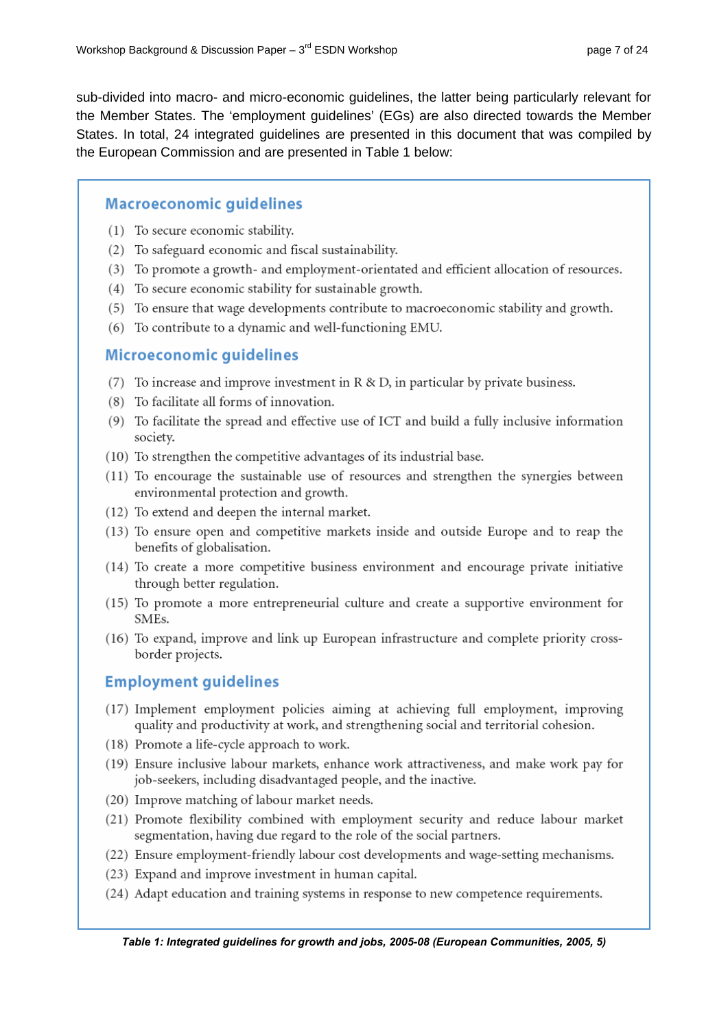sub-divided into macro- and micro-economic guidelines, the latter being particularly relevant for the Member States. The 'employment guidelines' (EGs) are also directed towards the Member States. In total, 24 integrated guidelines are presented in this document that was compiled by the European Commission and are presented in Table 1 below:

### Macroeconomic guidelines

(1) To secure economic stability.
(2) To safeguard economic and fiscal sustainability.
(3) To promote a growth- and employment-orientated and efficient allocation of resources.
(4) To secure economic stability for sustainable growth.
(5) To ensure that wage developments contribute to macroeconomic stability and growth.
(6) To contribute to a dynamic and well-functioning EMU.

### Microeconomic guidelines

(7) To increase and improve investment in R & D, in particular by private business.
(8) To facilitate all forms of innovation.
(9) To facilitate the spread and effective use of ICT and build a fully inclusive information society.
(10) To strengthen the competitive advantages of its industrial base.
(11) To encourage the sustainable use of resources and strengthen the synergies between environmental protection and growth.
(12) To extend and deepen the internal market.
(13) To ensure open and competitive markets inside and outside Europe and to reap the benefits of globalisation.
(14) To create a more competitive business environment and encourage private initiative through better regulation.
(15) To promote a more entrepreneurial culture and create a supportive environment for SMEs.
(16) To expand, improve and link up European infrastructure and complete priority cross-border projects.

### Employment guidelines

(17) Implement employment policies aiming at achieving full employment, improving quality and productivity at work, and strengthening social and territorial cohesion.
(18) Promote a life-cycle approach to work.
(19) Ensure inclusive labour markets, enhance work attractiveness, and make work pay for job-seekers, including disadvantaged people, and the inactive.
(20) Improve matching of labour market needs.
(21) Promote flexibility combined with employment security and reduce labour market segmentation, having due regard to the role of the social partners.
(22) Ensure employment-friendly labour cost developments and wage-setting mechanisms.
(23) Expand and improve investment in human capital.
(24) Adapt education and training systems in response to new competence requirements.

***Table 1: Integrated guidelines for growth and jobs, 2005-08 (European Communities, 2005, 5)***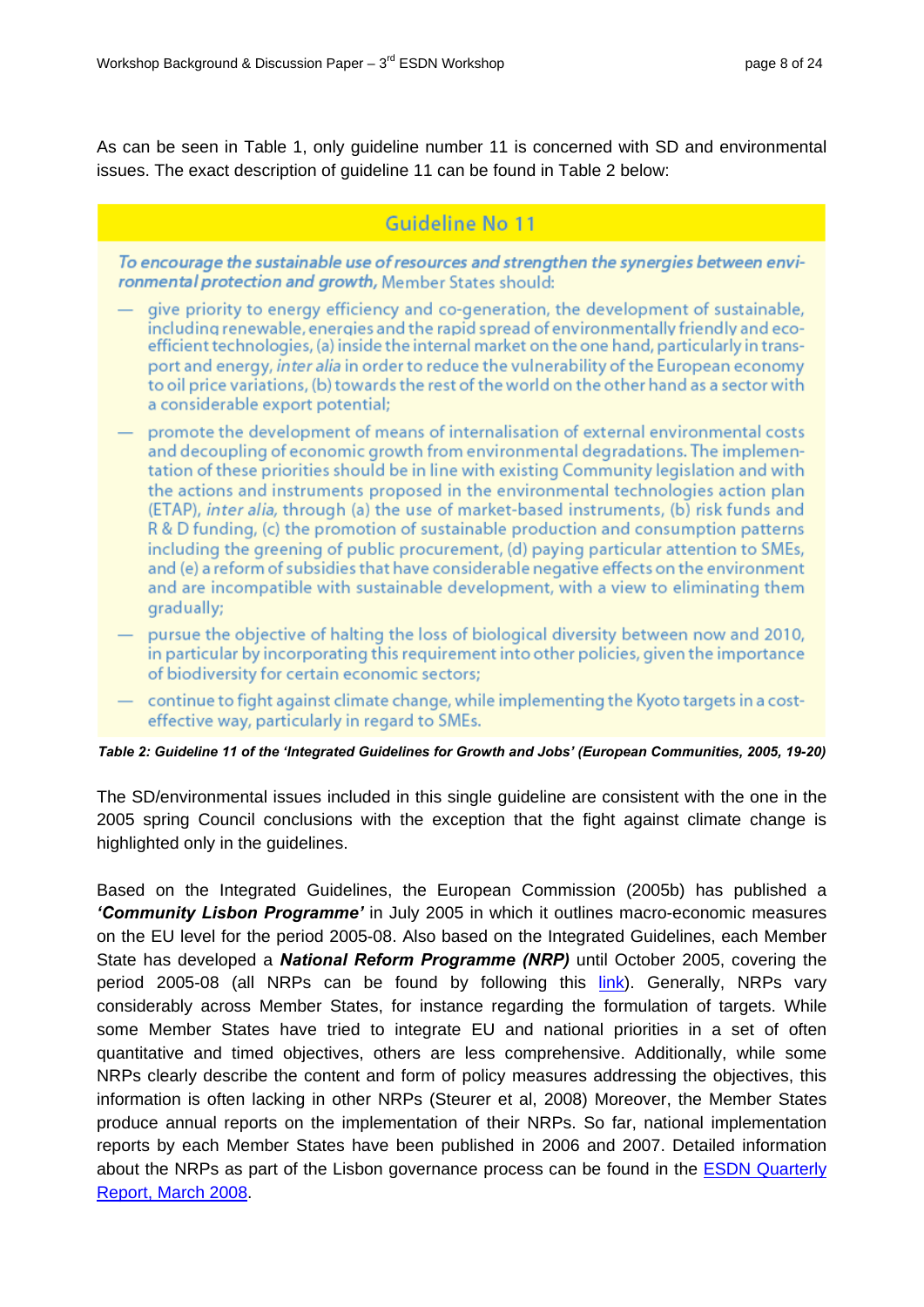As can be seen in Table 1, only guideline number 11 is concerned with SD and environmental issues. The exact description of guideline 11 can be found in Table 2 below:

| Guideline No 11 |
|---|
| ***To encourage the sustainable use of resources and strengthen the synergies between environmental protection and growth,*** Member States should:<br>— give priority to energy efficiency and co-generation, the development of sustainable, including renewable, energies and the rapid spread of environmentally friendly and eco-efficient technologies, (a) inside the internal market on the one hand, particularly in transport and energy, *inter alia* in order to reduce the vulnerability of the European economy to oil price variations, (b) towards the rest of the world on the other hand as a sector with a considerable export potential;<br>— promote the development of means of internalisation of external environmental costs and decoupling of economic growth from environmental degradations. The implementation of these priorities should be in line with existing Community legislation and with the actions and instruments proposed in the environmental technologies action plan (ETAP), *inter alia,* through (a) the use of market-based instruments, (b) risk funds and R & D funding, (c) the promotion of sustainable production and consumption patterns including the greening of public procurement, (d) paying particular attention to SMEs, and (e) a reform of subsidies that have considerable negative effects on the environment and are incompatible with sustainable development, with a view to eliminating them gradually;<br>— pursue the objective of halting the loss of biological diversity between now and 2010, in particular by incorporating this requirement into other policies, given the importance of biodiversity for certain economic sectors;<br>— continue to fight against climate change, while implementing the Kyoto targets in a cost-effective way, particularly in regard to SMEs. |

***Table 2: Guideline 11 of the 'Integrated Guidelines for Growth and Jobs' (European Communities, 2005, 19-20)***

The SD/environmental issues included in this single guideline are consistent with the one in the 2005 spring Council conclusions with the exception that the fight against climate change is highlighted only in the guidelines.

Based on the Integrated Guidelines, the European Commission (2005b) has published a ***'Community Lisbon Programme'*** in July 2005 in which it outlines macro-economic measures on the EU level for the period 2005-08. Also based on the Integrated Guidelines, each Member State has developed a ***National Reform Programme (NRP)*** until October 2005, covering the period 2005-08 (all NRPs can be found by following this link). Generally, NRPs vary considerably across Member States, for instance regarding the formulation of targets. While some Member States have tried to integrate EU and national priorities in a set of often quantitative and timed objectives, others are less comprehensive. Additionally, while some NRPs clearly describe the content and form of policy measures addressing the objectives, this information is often lacking in other NRPs (Steurer et al, 2008) Moreover, the Member States produce annual reports on the implementation of their NRPs. So far, national implementation reports by each Member States have been published in 2006 and 2007. Detailed information about the NRPs as part of the Lisbon governance process can be found in the ESDN Quarterly Report, March 2008.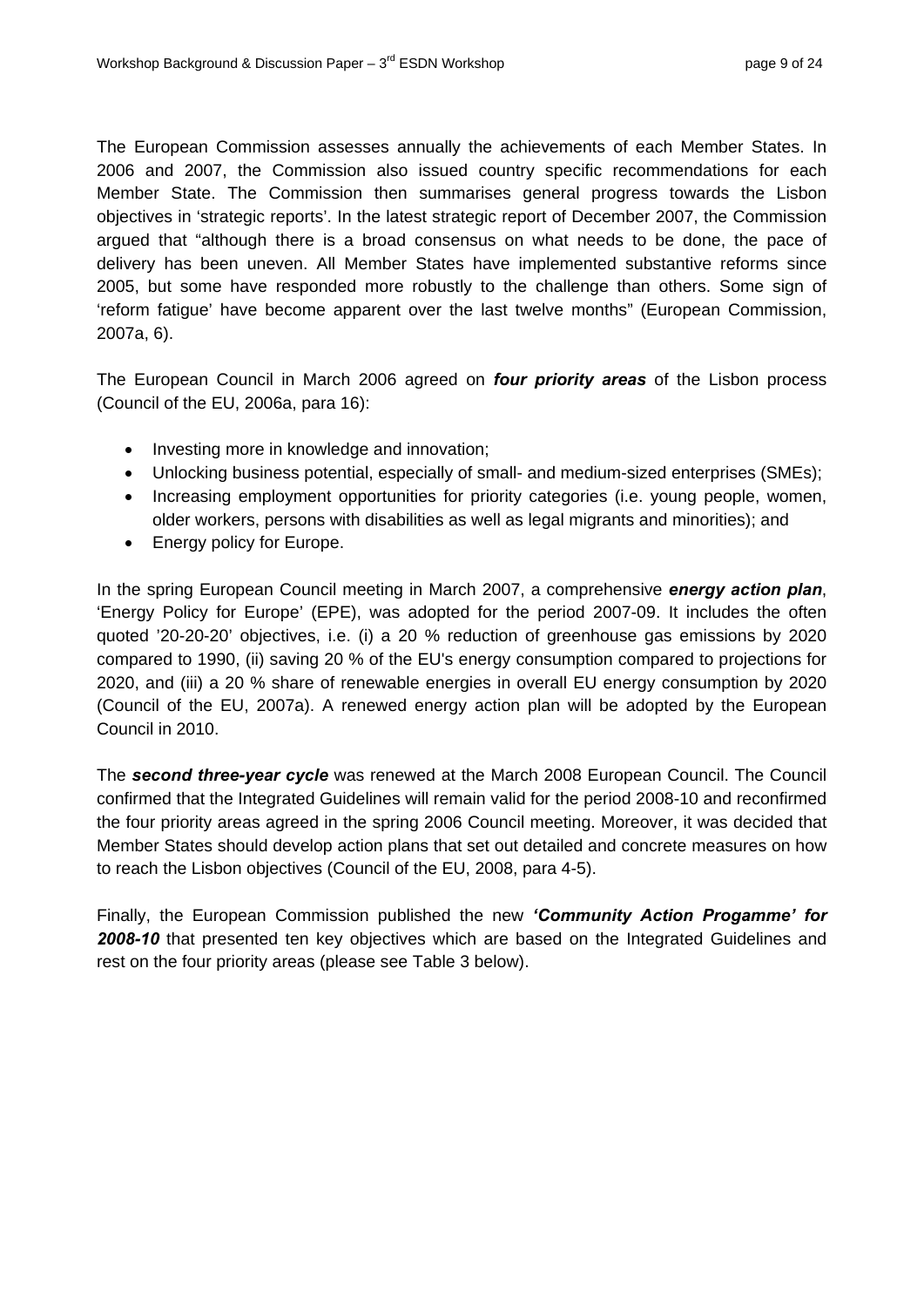The European Commission assesses annually the achievements of each Member States. In 2006 and 2007, the Commission also issued country specific recommendations for each Member State. The Commission then summarises general progress towards the Lisbon objectives in 'strategic reports'. In the latest strategic report of December 2007, the Commission argued that "although there is a broad consensus on what needs to be done, the pace of delivery has been uneven. All Member States have implemented substantive reforms since 2005, but some have responded more robustly to the challenge than others. Some sign of 'reform fatigue' have become apparent over the last twelve months" (European Commission, 2007a, 6).

The European Council in March 2006 agreed on ***four priority areas*** of the Lisbon process (Council of the EU, 2006a, para 16):

- Investing more in knowledge and innovation;
- Unlocking business potential, especially of small- and medium-sized enterprises (SMEs);
- Increasing employment opportunities for priority categories (i.e. young people, women, older workers, persons with disabilities as well as legal migrants and minorities); and
- Energy policy for Europe.

In the spring European Council meeting in March 2007, a comprehensive ***energy action plan***, 'Energy Policy for Europe' (EPE), was adopted for the period 2007-09. It includes the often quoted '20-20-20' objectives, i.e. (i) a 20 % reduction of greenhouse gas emissions by 2020 compared to 1990, (ii) saving 20 % of the EU's energy consumption compared to projections for 2020, and (iii) a 20 % share of renewable energies in overall EU energy consumption by 2020 (Council of the EU, 2007a). A renewed energy action plan will be adopted by the European Council in 2010.

The ***second three-year cycle*** was renewed at the March 2008 European Council. The Council confirmed that the Integrated Guidelines will remain valid for the period 2008-10 and reconfirmed the four priority areas agreed in the spring 2006 Council meeting. Moreover, it was decided that Member States should develop action plans that set out detailed and concrete measures on how to reach the Lisbon objectives (Council of the EU, 2008, para 4-5).

Finally, the European Commission published the new ***'Community Action Progamme' for 2008-10*** that presented ten key objectives which are based on the Integrated Guidelines and rest on the four priority areas (please see Table 3 below).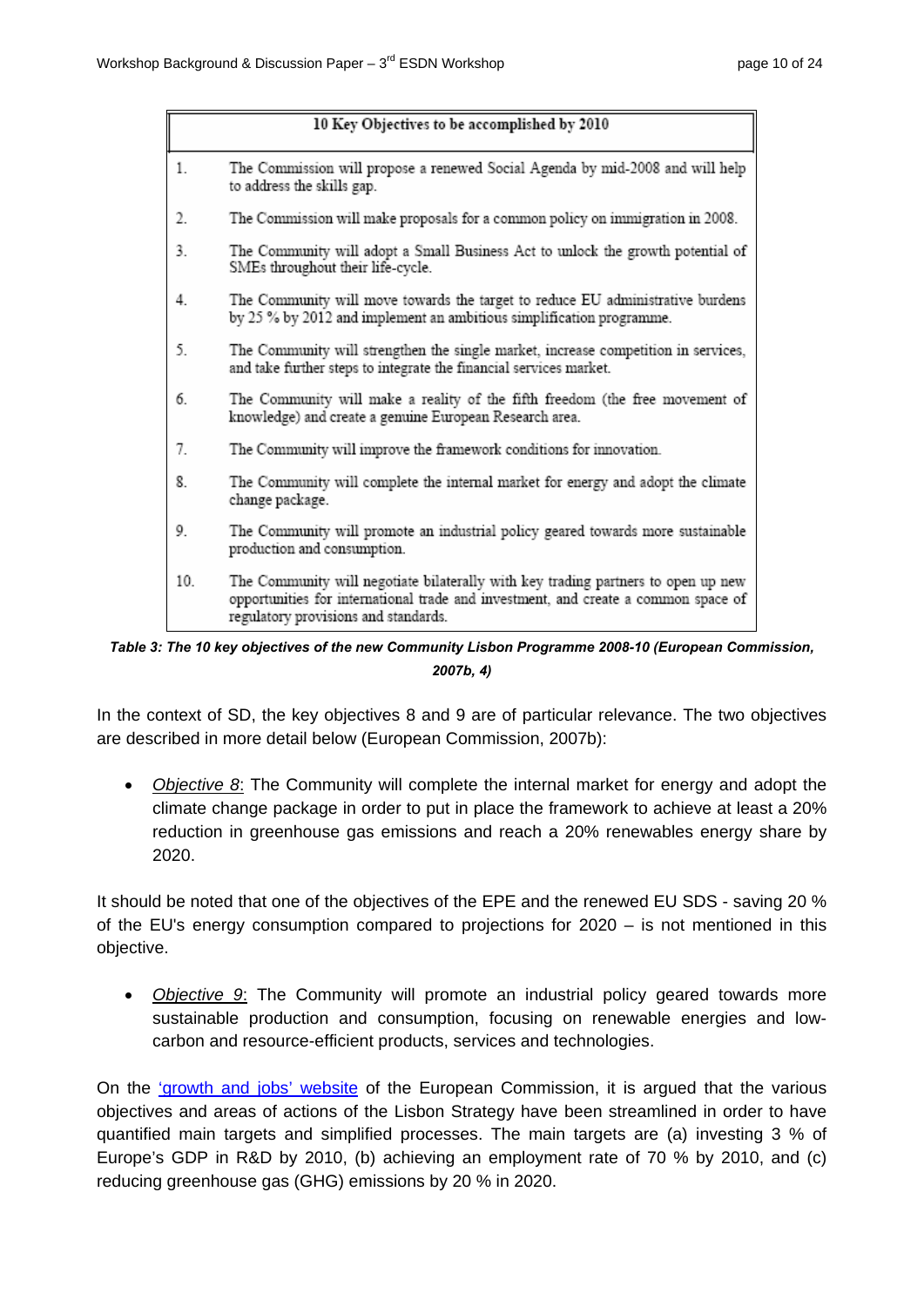| 10 Key Objectives to be accomplished by 2010 | |
|---|---|
| 1. | The Commission will propose a renewed Social Agenda by mid-2008 and will help to address the skills gap. |
| 2. | The Commission will make proposals for a common policy on immigration in 2008. |
| 3. | The Community will adopt a Small Business Act to unlock the growth potential of SMEs throughout their life-cycle. |
| 4. | The Community will move towards the target to reduce EU administrative burdens by 25 % by 2012 and implement an ambitious simplification programme. |
| 5. | The Community will strengthen the single market, increase competition in services, and take further steps to integrate the financial services market. |
| 6. | The Community will make a reality of the fifth freedom (the free movement of knowledge) and create a genuine European Research area. |
| 7. | The Community will improve the framework conditions for innovation. |
| 8. | The Community will complete the internal market for energy and adopt the climate change package. |
| 9. | The Community will promote an industrial policy geared towards more sustainable production and consumption. |
| 10. | The Community will negotiate bilaterally with key trading partners to open up new opportunities for international trade and investment, and create a common space of regulatory provisions and standards. |

***Table 3: The 10 key objectives of the new Community Lisbon Programme 2008-10 (European Commission, 2007b, 4)***

In the context of SD, the key objectives 8 and 9 are of particular relevance. The two objectives are described in more detail below (European Commission, 2007b):

- *Objective 8*: The Community will complete the internal market for energy and adopt the climate change package in order to put in place the framework to achieve at least a 20% reduction in greenhouse gas emissions and reach a 20% renewables energy share by 2020.

It should be noted that one of the objectives of the EPE and the renewed EU SDS - saving 20 % of the EU's energy consumption compared to projections for 2020 – is not mentioned in this objective.

- *Objective 9*: The Community will promote an industrial policy geared towards more sustainable production and consumption, focusing on renewable energies and low-carbon and resource-efficient products, services and technologies.

On the 'growth and jobs' website of the European Commission, it is argued that the various objectives and areas of actions of the Lisbon Strategy have been streamlined in order to have quantified main targets and simplified processes. The main targets are (a) investing 3 % of Europe's GDP in R&D by 2010, (b) achieving an employment rate of 70 % by 2010, and (c) reducing greenhouse gas (GHG) emissions by 20 % in 2020.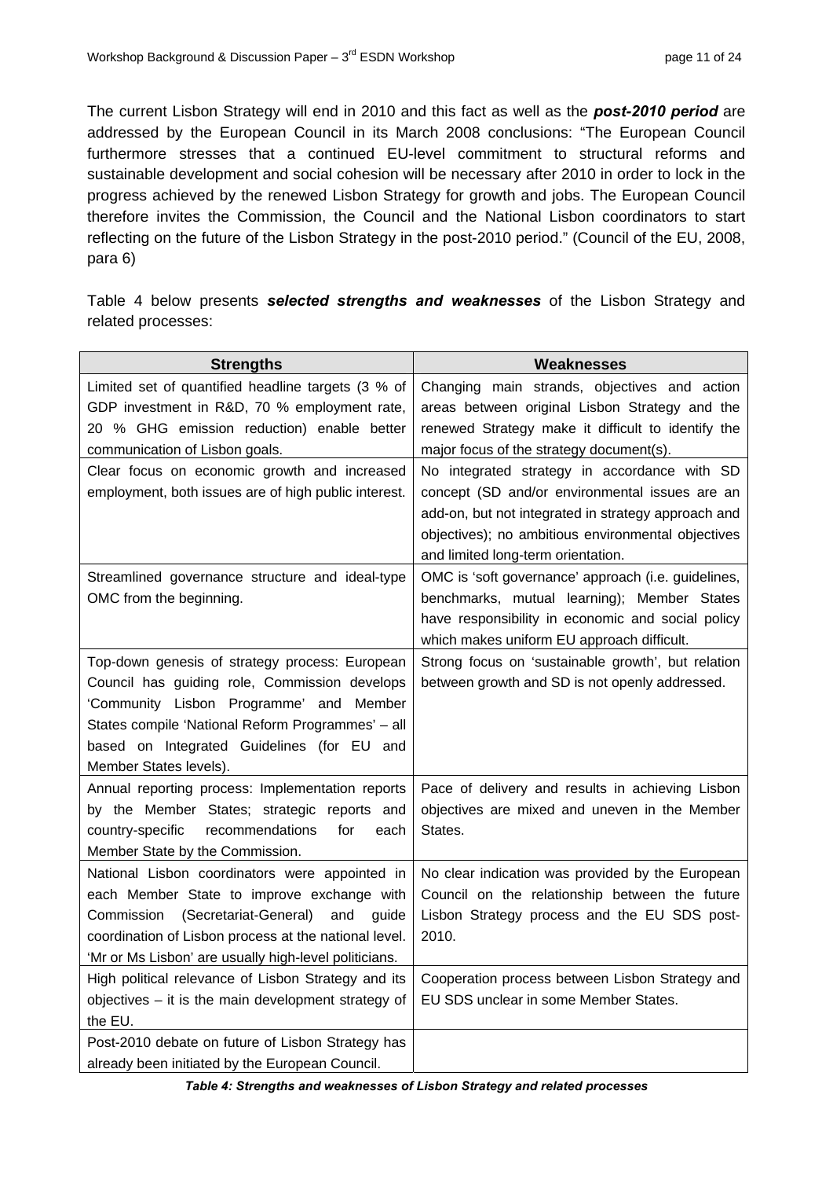The current Lisbon Strategy will end in 2010 and this fact as well as the ***post-2010 period*** are addressed by the European Council in its March 2008 conclusions: "The European Council furthermore stresses that a continued EU-level commitment to structural reforms and sustainable development and social cohesion will be necessary after 2010 in order to lock in the progress achieved by the renewed Lisbon Strategy for growth and jobs. The European Council therefore invites the Commission, the Council and the National Lisbon coordinators to start reflecting on the future of the Lisbon Strategy in the post-2010 period." (Council of the EU, 2008, para 6)

Table 4 below presents ***selected strengths and weaknesses*** of the Lisbon Strategy and related processes:

| Strengths | Weaknesses |
| --- | --- |
| Limited set of quantified headline targets (3 % of GDP investment in R&D, 70 % employment rate, 20 % GHG emission reduction) enable better communication of Lisbon goals. | Changing main strands, objectives and action areas between original Lisbon Strategy and the renewed Strategy make it difficult to identify the major focus of the strategy document(s). |
| Clear focus on economic growth and increased employment, both issues are of high public interest. | No integrated strategy in accordance with SD concept (SD and/or environmental issues are an add-on, but not integrated in strategy approach and objectives); no ambitious environmental objectives and limited long-term orientation. |
| Streamlined governance structure and ideal-type OMC from the beginning. | OMC is 'soft governance' approach (i.e. guidelines, benchmarks, mutual learning); Member States have responsibility in economic and social policy which makes uniform EU approach difficult. |
| Top-down genesis of strategy process: European Council has guiding role, Commission develops 'Community Lisbon Programme' and Member States compile 'National Reform Programmes' – all based on Integrated Guidelines (for EU and Member States levels). | Strong focus on 'sustainable growth', but relation between growth and SD is not openly addressed. |
| Annual reporting process: Implementation reports by the Member States; strategic reports and country-specific recommendations for each Member State by the Commission. | Pace of delivery and results in achieving Lisbon objectives are mixed and uneven in the Member States. |
| National Lisbon coordinators were appointed in each Member State to improve exchange with Commission (Secretariat-General) and guide coordination of Lisbon process at the national level. 'Mr or Ms Lisbon' are usually high-level politicians. | No clear indication was provided by the European Council on the relationship between the future Lisbon Strategy process and the EU SDS post-2010. |
| High political relevance of Lisbon Strategy and its objectives – it is the main development strategy of the EU. | Cooperation process between Lisbon Strategy and EU SDS unclear in some Member States. |
| Post-2010 debate on future of Lisbon Strategy has already been initiated by the European Council. | |

***Table 4: Strengths and weaknesses of Lisbon Strategy and related processes***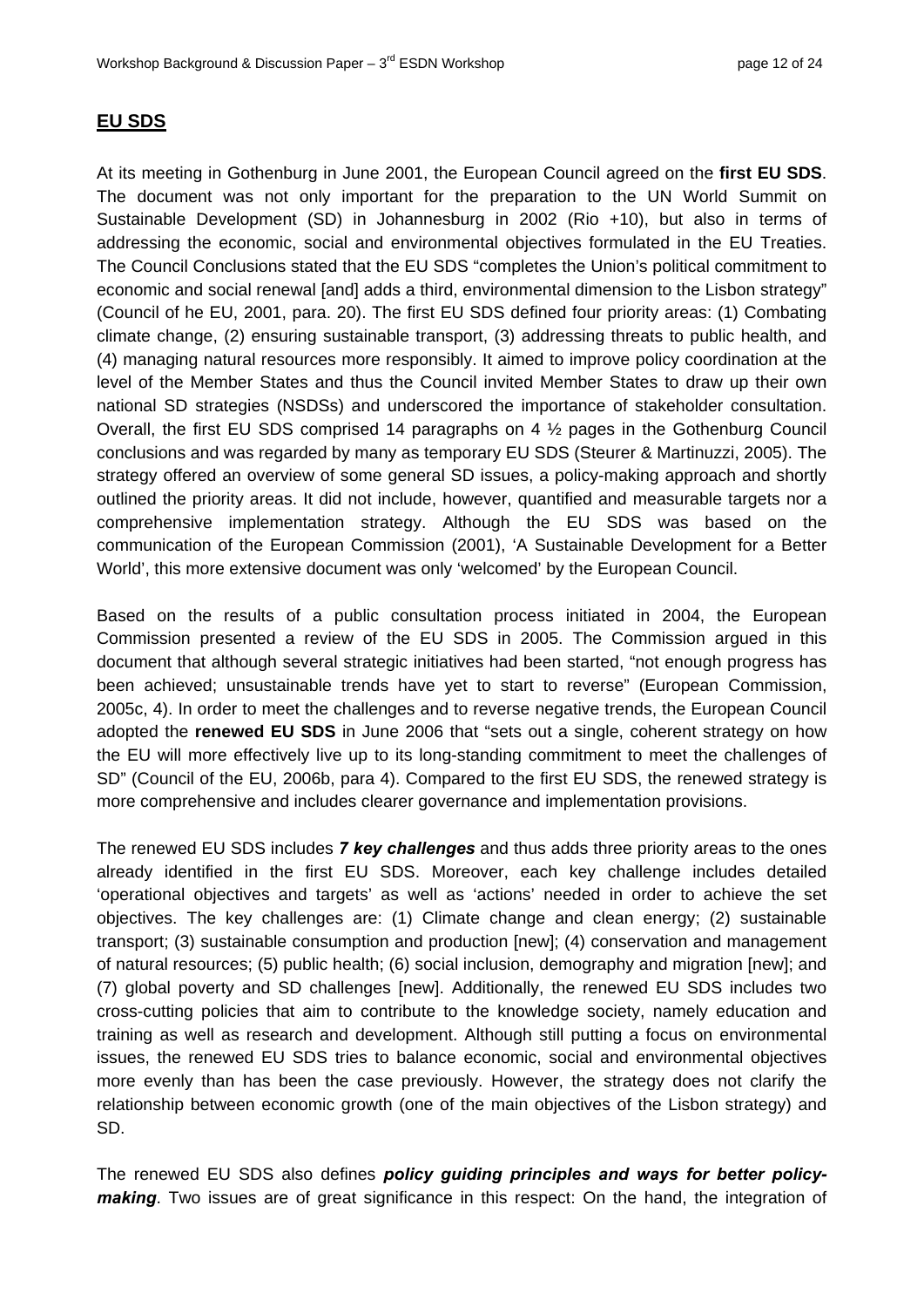## EU SDS

At its meeting in Gothenburg in June 2001, the European Council agreed on the **first EU SDS**. The document was not only important for the preparation to the UN World Summit on Sustainable Development (SD) in Johannesburg in 2002 (Rio +10), but also in terms of addressing the economic, social and environmental objectives formulated in the EU Treaties. The Council Conclusions stated that the EU SDS "completes the Union's political commitment to economic and social renewal [and] adds a third, environmental dimension to the Lisbon strategy" (Council of he EU, 2001, para. 20). The first EU SDS defined four priority areas: (1) Combating climate change, (2) ensuring sustainable transport, (3) addressing threats to public health, and (4) managing natural resources more responsibly. It aimed to improve policy coordination at the level of the Member States and thus the Council invited Member States to draw up their own national SD strategies (NSDSs) and underscored the importance of stakeholder consultation. Overall, the first EU SDS comprised 14 paragraphs on 4 ½ pages in the Gothenburg Council conclusions and was regarded by many as temporary EU SDS (Steurer & Martinuzzi, 2005). The strategy offered an overview of some general SD issues, a policy-making approach and shortly outlined the priority areas. It did not include, however, quantified and measurable targets nor a comprehensive implementation strategy. Although the EU SDS was based on the communication of the European Commission (2001), 'A Sustainable Development for a Better World', this more extensive document was only 'welcomed' by the European Council.

Based on the results of a public consultation process initiated in 2004, the European Commission presented a review of the EU SDS in 2005. The Commission argued in this document that although several strategic initiatives had been started, "not enough progress has been achieved; unsustainable trends have yet to start to reverse" (European Commission, 2005c, 4). In order to meet the challenges and to reverse negative trends, the European Council adopted the **renewed EU SDS** in June 2006 that "sets out a single, coherent strategy on how the EU will more effectively live up to its long-standing commitment to meet the challenges of SD" (Council of the EU, 2006b, para 4). Compared to the first EU SDS, the renewed strategy is more comprehensive and includes clearer governance and implementation provisions.

The renewed EU SDS includes ***7 key challenges*** and thus adds three priority areas to the ones already identified in the first EU SDS. Moreover, each key challenge includes detailed 'operational objectives and targets' as well as 'actions' needed in order to achieve the set objectives. The key challenges are: (1) Climate change and clean energy; (2) sustainable transport; (3) sustainable consumption and production [new]; (4) conservation and management of natural resources; (5) public health; (6) social inclusion, demography and migration [new]; and (7) global poverty and SD challenges [new]. Additionally, the renewed EU SDS includes two cross-cutting policies that aim to contribute to the knowledge society, namely education and training as well as research and development. Although still putting a focus on environmental issues, the renewed EU SDS tries to balance economic, social and environmental objectives more evenly than has been the case previously. However, the strategy does not clarify the relationship between economic growth (one of the main objectives of the Lisbon strategy) and SD.

The renewed EU SDS also defines ***policy guiding principles and ways for better policy-making***. Two issues are of great significance in this respect: On the hand, the integration of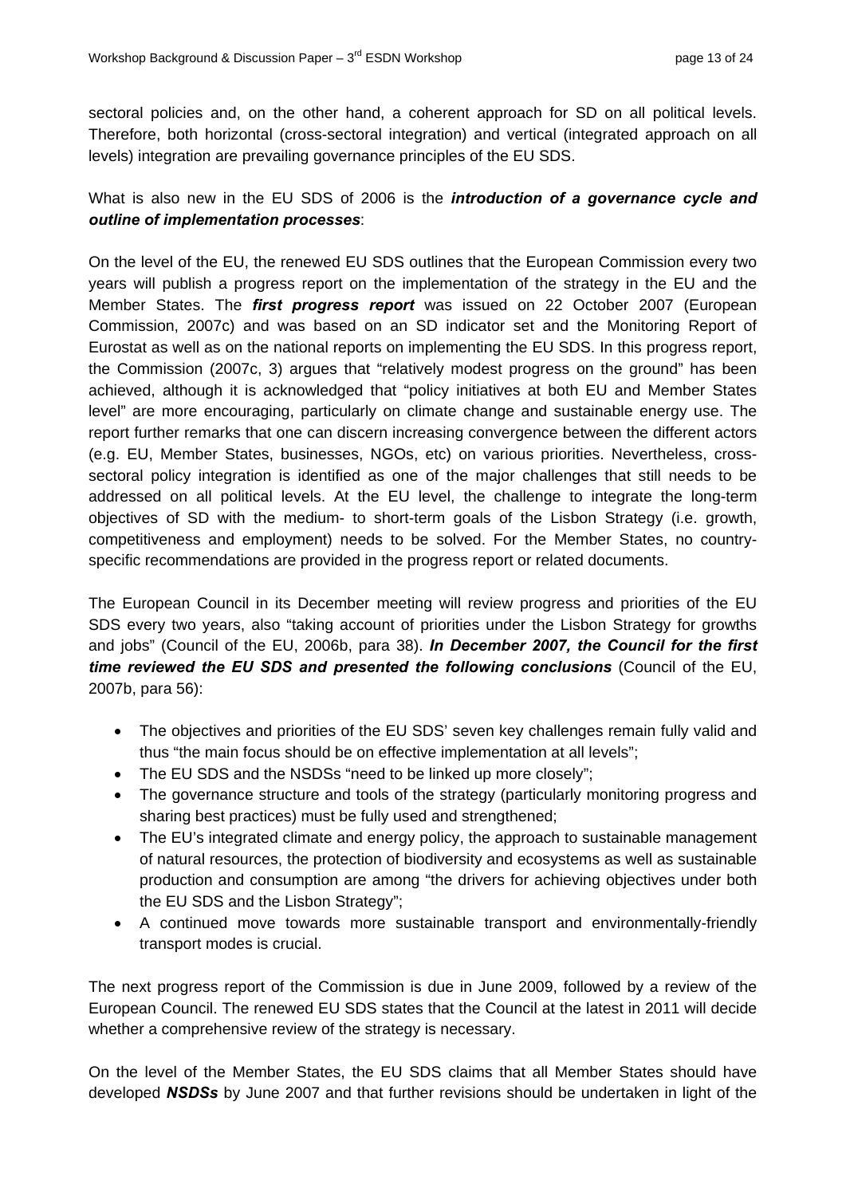sectoral policies and, on the other hand, a coherent approach for SD on all political levels. Therefore, both horizontal (cross-sectoral integration) and vertical (integrated approach on all levels) integration are prevailing governance principles of the EU SDS.

What is also new in the EU SDS of 2006 is the ***introduction of a governance cycle and outline of implementation processes***:

On the level of the EU, the renewed EU SDS outlines that the European Commission every two years will publish a progress report on the implementation of the strategy in the EU and the Member States. The ***first progress report*** was issued on 22 October 2007 (European Commission, 2007c) and was based on an SD indicator set and the Monitoring Report of Eurostat as well as on the national reports on implementing the EU SDS. In this progress report, the Commission (2007c, 3) argues that "relatively modest progress on the ground" has been achieved, although it is acknowledged that "policy initiatives at both EU and Member States level" are more encouraging, particularly on climate change and sustainable energy use. The report further remarks that one can discern increasing convergence between the different actors (e.g. EU, Member States, businesses, NGOs, etc) on various priorities. Nevertheless, cross-sectoral policy integration is identified as one of the major challenges that still needs to be addressed on all political levels. At the EU level, the challenge to integrate the long-term objectives of SD with the medium- to short-term goals of the Lisbon Strategy (i.e. growth, competitiveness and employment) needs to be solved. For the Member States, no country-specific recommendations are provided in the progress report or related documents.

The European Council in its December meeting will review progress and priorities of the EU SDS every two years, also "taking account of priorities under the Lisbon Strategy for growths and jobs" (Council of the EU, 2006b, para 38). ***In December 2007, the Council for the first time reviewed the EU SDS and presented the following conclusions*** (Council of the EU, 2007b, para 56):

- The objectives and priorities of the EU SDS' seven key challenges remain fully valid and thus "the main focus should be on effective implementation at all levels";
- The EU SDS and the NSDSs "need to be linked up more closely";
- The governance structure and tools of the strategy (particularly monitoring progress and sharing best practices) must be fully used and strengthened;
- The EU's integrated climate and energy policy, the approach to sustainable management of natural resources, the protection of biodiversity and ecosystems as well as sustainable production and consumption are among "the drivers for achieving objectives under both the EU SDS and the Lisbon Strategy";
- A continued move towards more sustainable transport and environmentally-friendly transport modes is crucial.

The next progress report of the Commission is due in June 2009, followed by a review of the European Council. The renewed EU SDS states that the Council at the latest in 2011 will decide whether a comprehensive review of the strategy is necessary.

On the level of the Member States, the EU SDS claims that all Member States should have developed ***NSDSs*** by June 2007 and that further revisions should be undertaken in light of the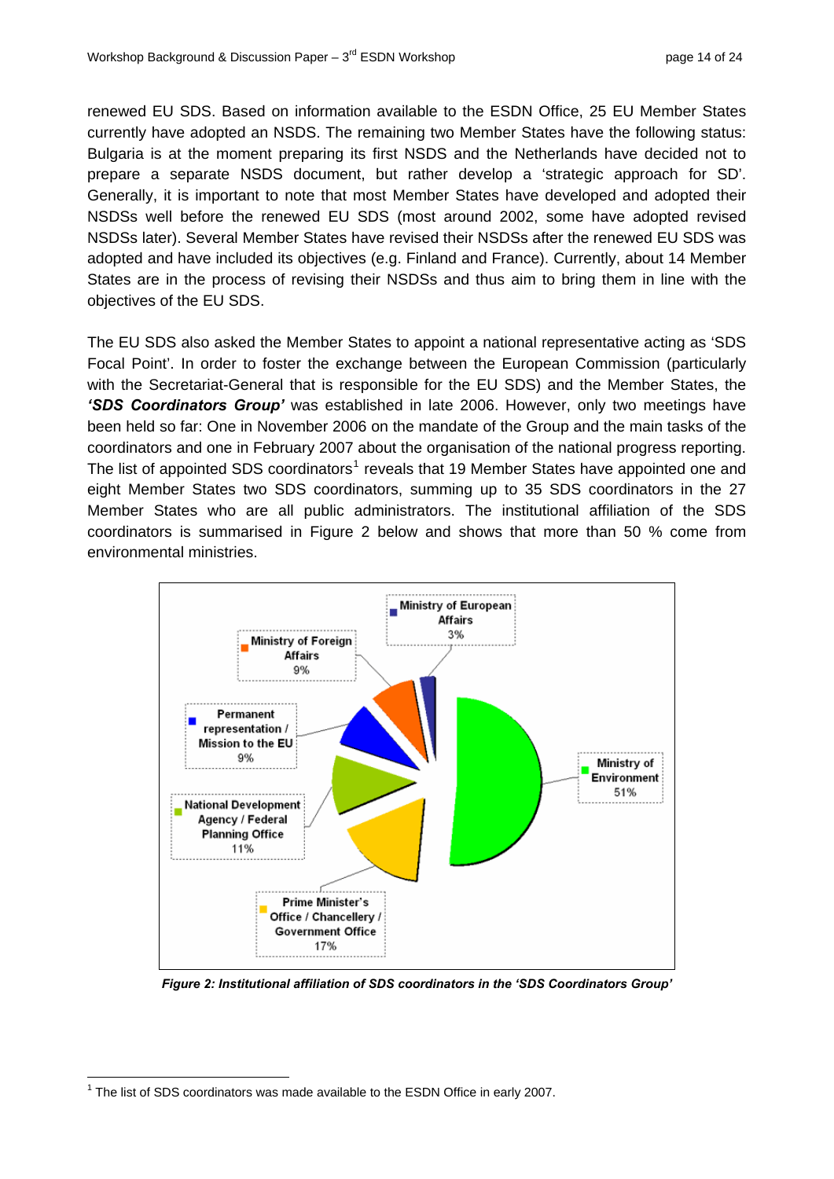renewed EU SDS. Based on information available to the ESDN Office, 25 EU Member States currently have adopted an NSDS. The remaining two Member States have the following status: Bulgaria is at the moment preparing its first NSDS and the Netherlands have decided not to prepare a separate NSDS document, but rather develop a 'strategic approach for SD'. Generally, it is important to note that most Member States have developed and adopted their NSDSs well before the renewed EU SDS (most around 2002, some have adopted revised NSDSs later). Several Member States have revised their NSDSs after the renewed EU SDS was adopted and have included its objectives (e.g. Finland and France). Currently, about 14 Member States are in the process of revising their NSDSs and thus aim to bring them in line with the objectives of the EU SDS.

The EU SDS also asked the Member States to appoint a national representative acting as 'SDS Focal Point'. In order to foster the exchange between the European Commission (particularly with the Secretariat-General that is responsible for the EU SDS) and the Member States, the ***'SDS Coordinators Group'*** was established in late 2006. However, only two meetings have been held so far: One in November 2006 on the mandate of the Group and the main tasks of the coordinators and one in February 2007 about the organisation of the national progress reporting. The list of appointed SDS coordinators[1] reveals that 19 Member States have appointed one and eight Member States two SDS coordinators, summing up to 35 SDS coordinators in the 27 Member States who are all public administrators. The institutional affiliation of the SDS coordinators is summarised in Figure 2 below and shows that more than 50 % come from environmental ministries.

| Institution | Share |
|---|---|
| Ministry of Environment | 51% |
| Prime Minister's Office / Chancellery / Government Office | 17% |
| National Development Agency / Federal Planning Office | 11% |
| Permanent representation / Mission to the EU | 9% |
| Ministry of Foreign Affairs | 9% |
| Ministry of European Affairs | 3% |

***Figure 2: Institutional affiliation of SDS coordinators in the 'SDS Coordinators Group'***

[1] The list of SDS coordinators was made available to the ESDN Office in early 2007.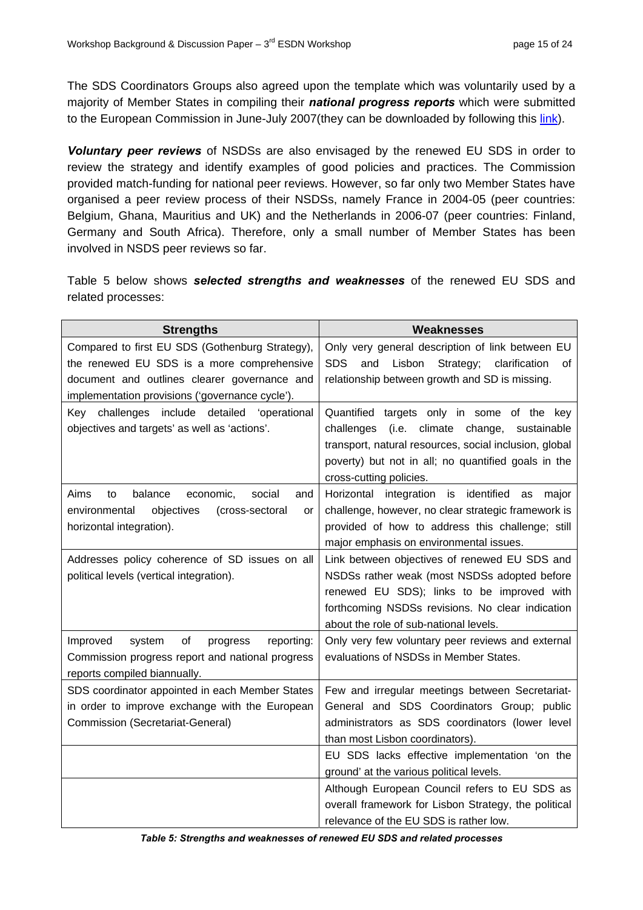The SDS Coordinators Groups also agreed upon the template which was voluntarily used by a majority of Member States in compiling their ***national progress reports*** which were submitted to the European Commission in June-July 2007(they can be downloaded by following this link).

***Voluntary peer reviews*** of NSDSs are also envisaged by the renewed EU SDS in order to review the strategy and identify examples of good policies and practices. The Commission provided match-funding for national peer reviews. However, so far only two Member States have organised a peer review process of their NSDSs, namely France in 2004-05 (peer countries: Belgium, Ghana, Mauritius and UK) and the Netherlands in 2006-07 (peer countries: Finland, Germany and South Africa). Therefore, only a small number of Member States has been involved in NSDS peer reviews so far.

Table 5 below shows ***selected strengths and weaknesses*** of the renewed EU SDS and related processes:

| Strengths | Weaknesses |
|---|---|
| Compared to first EU SDS (Gothenburg Strategy), the renewed EU SDS is a more comprehensive document and outlines clearer governance and implementation provisions ('governance cycle'). | Only very general description of link between EU SDS and Lisbon Strategy; clarification of relationship between growth and SD is missing. |
| Key challenges include detailed 'operational objectives and targets' as well as 'actions'. | Quantified targets only in some of the key challenges (i.e. climate change, sustainable transport, natural resources, social inclusion, global poverty) but not in all; no quantified goals in the cross-cutting policies. |
| Aims to balance economic, social and environmental objectives (cross-sectoral or horizontal integration). | Horizontal integration is identified as major challenge, however, no clear strategic framework is provided of how to address this challenge; still major emphasis on environmental issues. |
| Addresses policy coherence of SD issues on all political levels (vertical integration). | Link between objectives of renewed EU SDS and NSDSs rather weak (most NSDSs adopted before renewed EU SDS); links to be improved with forthcoming NSDSs revisions. No clear indication about the role of sub-national levels. |
| Improved system of progress reporting: Commission progress report and national progress reports compiled biannually. | Only very few voluntary peer reviews and external evaluations of NSDSs in Member States. |
| SDS coordinator appointed in each Member States in order to improve exchange with the European Commission (Secretariat-General) | Few and irregular meetings between Secretariat-General and SDS Coordinators Group; public administrators as SDS coordinators (lower level than most Lisbon coordinators). |
| | EU SDS lacks effective implementation 'on the ground' at the various political levels. |
| | Although European Council refers to EU SDS as overall framework for Lisbon Strategy, the political relevance of the EU SDS is rather low. |

***Table 5: Strengths and weaknesses of renewed EU SDS and related processes***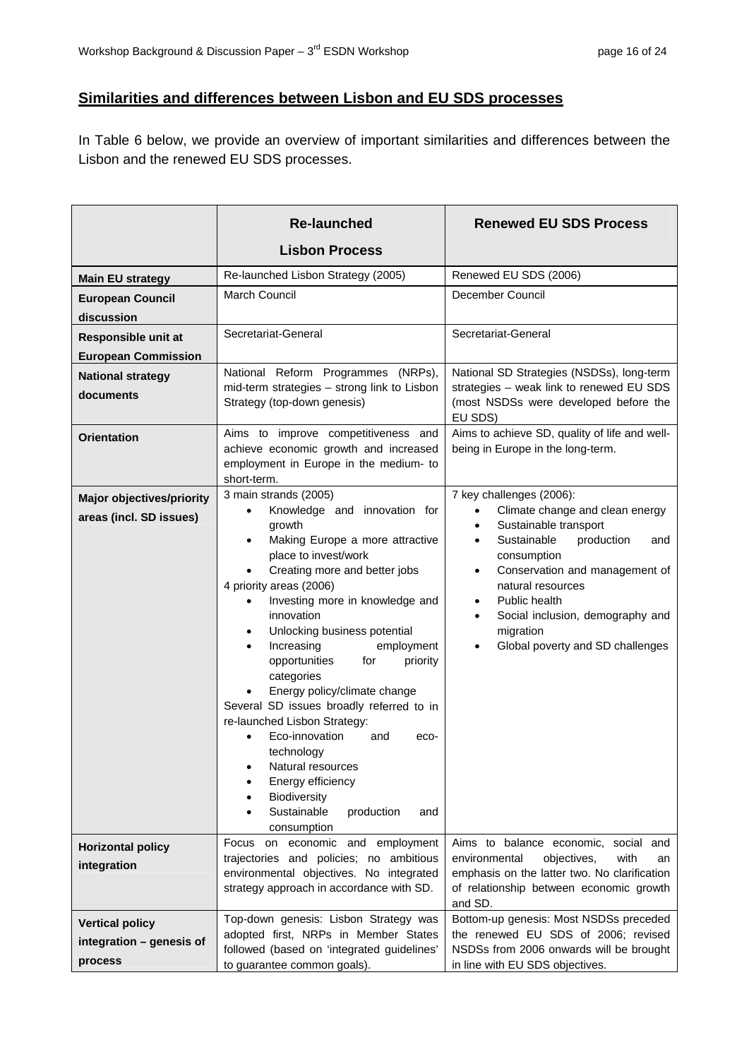## Similarities and differences between Lisbon and EU SDS processes

In Table 6 below, we provide an overview of important similarities and differences between the Lisbon and the renewed EU SDS processes.

| | **Re-launched Lisbon Process** | **Renewed EU SDS Process** |
|---|---|---|
| **Main EU strategy** | Re-launched Lisbon Strategy (2005) | Renewed EU SDS (2006) |
| **European Council discussion** | March Council | December Council |
| **Responsible unit at European Commission** | Secretariat-General | Secretariat-General |
| **National strategy documents** | National Reform Programmes (NRPs), mid-term strategies – strong link to Lisbon Strategy (top-down genesis) | National SD Strategies (NSDSs), long-term strategies – weak link to renewed EU SDS (most NSDSs were developed before the EU SDS) |
| **Orientation** | Aims to improve competitiveness and achieve economic growth and increased employment in Europe in the medium- to short-term. | Aims to achieve SD, quality of life and well-being in Europe in the long-term. |
| **Major objectives/priority areas (incl. SD issues)** | 3 main strands (2005)<br>• Knowledge and innovation for growth<br>• Making Europe a more attractive place to invest/work<br>• Creating more and better jobs<br>4 priority areas (2006)<br>• Investing more in knowledge and innovation<br>• Unlocking business potential<br>• Increasing employment opportunities for priority categories<br>• Energy policy/climate change<br>Several SD issues broadly referred to in re-launched Lisbon Strategy:<br>• Eco-innovation and eco-technology<br>• Natural resources<br>• Energy efficiency<br>• Biodiversity<br>• Sustainable production and consumption | 7 key challenges (2006):<br>• Climate change and clean energy<br>• Sustainable transport<br>• Sustainable production and consumption<br>• Conservation and management of natural resources<br>• Public health<br>• Social inclusion, demography and migration<br>• Global poverty and SD challenges |
| **Horizontal policy integration** | Focus on economic and employment trajectories and policies; no ambitious environmental objectives. No integrated strategy approach in accordance with SD. | Aims to balance economic, social and environmental objectives, with an emphasis on the latter two. No clarification of relationship between economic growth and SD. |
| **Vertical policy integration – genesis of process** | Top-down genesis: Lisbon Strategy was adopted first, NRPs in Member States followed (based on 'integrated guidelines' to guarantee common goals). | Bottom-up genesis: Most NSDSs preceded the renewed EU SDS of 2006; revised NSDSs from 2006 onwards will be brought in line with EU SDS objectives. |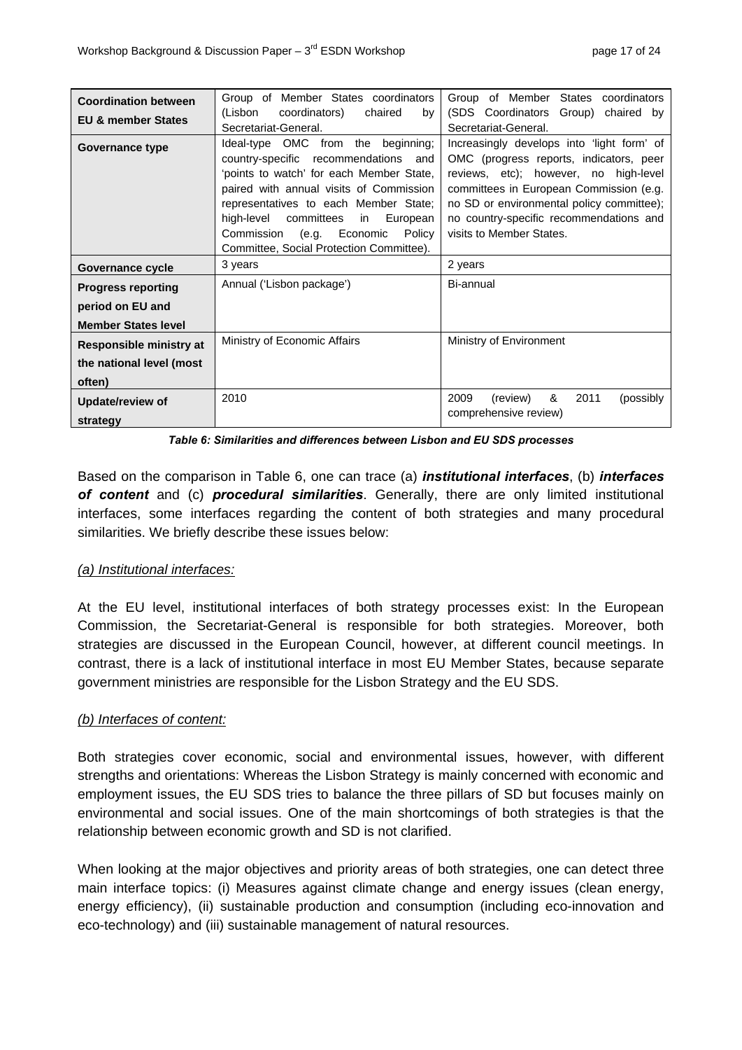| **Coordination between EU & member States** | Group of Member States coordinators (Lisbon coordinators) chaired by Secretariat-General. | Group of Member States coordinators (SDS Coordinators Group) chaired by Secretariat-General. |
|---|---|---|
| **Governance type** | Ideal-type OMC from the beginning; country-specific recommendations and 'points to watch' for each Member State, paired with annual visits of Commission representatives to each Member State; high-level committees in European Commission (e.g. Economic Policy Committee, Social Protection Committee). | Increasingly develops into 'light form' of OMC (progress reports, indicators, peer reviews, etc); however, no high-level committees in European Commission (e.g. no SD or environmental policy committee); no country-specific recommendations and visits to Member States. |
| **Governance cycle** | 3 years | 2 years |
| **Progress reporting period on EU and Member States level** | Annual ('Lisbon package') | Bi-annual |
| **Responsible ministry at the national level (most often)** | Ministry of Economic Affairs | Ministry of Environment |
| **Update/review of strategy** | 2010 | 2009 (review) & 2011 (possibly comprehensive review) |

***Table 6: Similarities and differences between Lisbon and EU SDS processes***

Based on the comparison in Table 6, one can trace (a) ***institutional interfaces***, (b) ***interfaces of content*** and (c) ***procedural similarities***. Generally, there are only limited institutional interfaces, some interfaces regarding the content of both strategies and many procedural similarities. We briefly describe these issues below:

*(a) Institutional interfaces:*

At the EU level, institutional interfaces of both strategy processes exist: In the European Commission, the Secretariat-General is responsible for both strategies. Moreover, both strategies are discussed in the European Council, however, at different council meetings. In contrast, there is a lack of institutional interface in most EU Member States, because separate government ministries are responsible for the Lisbon Strategy and the EU SDS.

*(b) Interfaces of content:*

Both strategies cover economic, social and environmental issues, however, with different strengths and orientations: Whereas the Lisbon Strategy is mainly concerned with economic and employment issues, the EU SDS tries to balance the three pillars of SD but focuses mainly on environmental and social issues. One of the main shortcomings of both strategies is that the relationship between economic growth and SD is not clarified.

When looking at the major objectives and priority areas of both strategies, one can detect three main interface topics: (i) Measures against climate change and energy issues (clean energy, energy efficiency), (ii) sustainable production and consumption (including eco-innovation and eco-technology) and (iii) sustainable management of natural resources.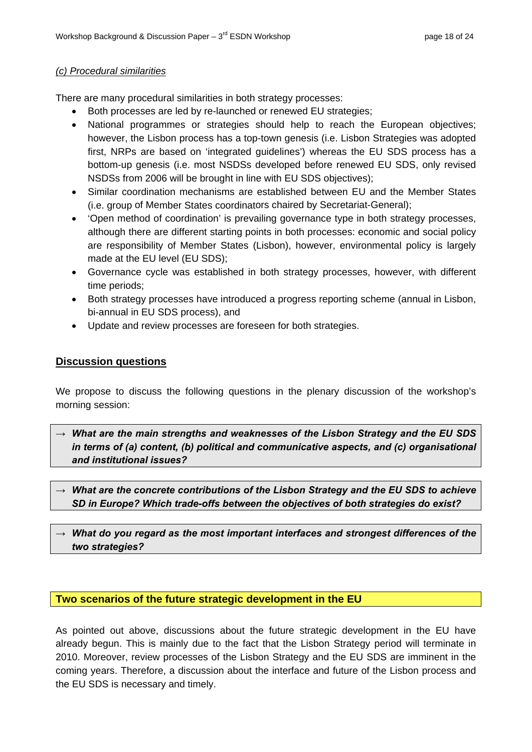*(c) Procedural similarities*

There are many procedural similarities in both strategy processes:

- Both processes are led by re-launched or renewed EU strategies;
- National programmes or strategies should help to reach the European objectives; however, the Lisbon process has a top-town genesis (i.e. Lisbon Strategies was adopted first, NRPs are based on 'integrated guidelines') whereas the EU SDS process has a bottom-up genesis (i.e. most NSDSs developed before renewed EU SDS, only revised NSDSs from 2006 will be brought in line with EU SDS objectives);
- Similar coordination mechanisms are established between EU and the Member States (i.e. group of Member States coordinators chaired by Secretariat-General);
- 'Open method of coordination' is prevailing governance type in both strategy processes, although there are different starting points in both processes: economic and social policy are responsibility of Member States (Lisbon), however, environmental policy is largely made at the EU level (EU SDS);
- Governance cycle was established in both strategy processes, however, with different time periods;
- Both strategy processes have introduced a progress reporting scheme (annual in Lisbon, bi-annual in EU SDS process), and
- Update and review processes are foreseen for both strategies.

## Discussion questions

We propose to discuss the following questions in the plenary discussion of the workshop's morning session:

→ ***What are the main strengths and weaknesses of the Lisbon Strategy and the EU SDS in terms of (a) content, (b) political and communicative aspects, and (c) organisational and institutional issues?***

→ ***What are the concrete contributions of the Lisbon Strategy and the EU SDS to achieve SD in Europe? Which trade-offs between the objectives of both strategies do exist?***

→ ***What do you regard as the most important interfaces and strongest differences of the two strategies?***

## Two scenarios of the future strategic development in the EU

As pointed out above, discussions about the future strategic development in the EU have already begun. This is mainly due to the fact that the Lisbon Strategy period will terminate in 2010. Moreover, review processes of the Lisbon Strategy and the EU SDS are imminent in the coming years. Therefore, a discussion about the interface and future of the Lisbon process and the EU SDS is necessary and timely.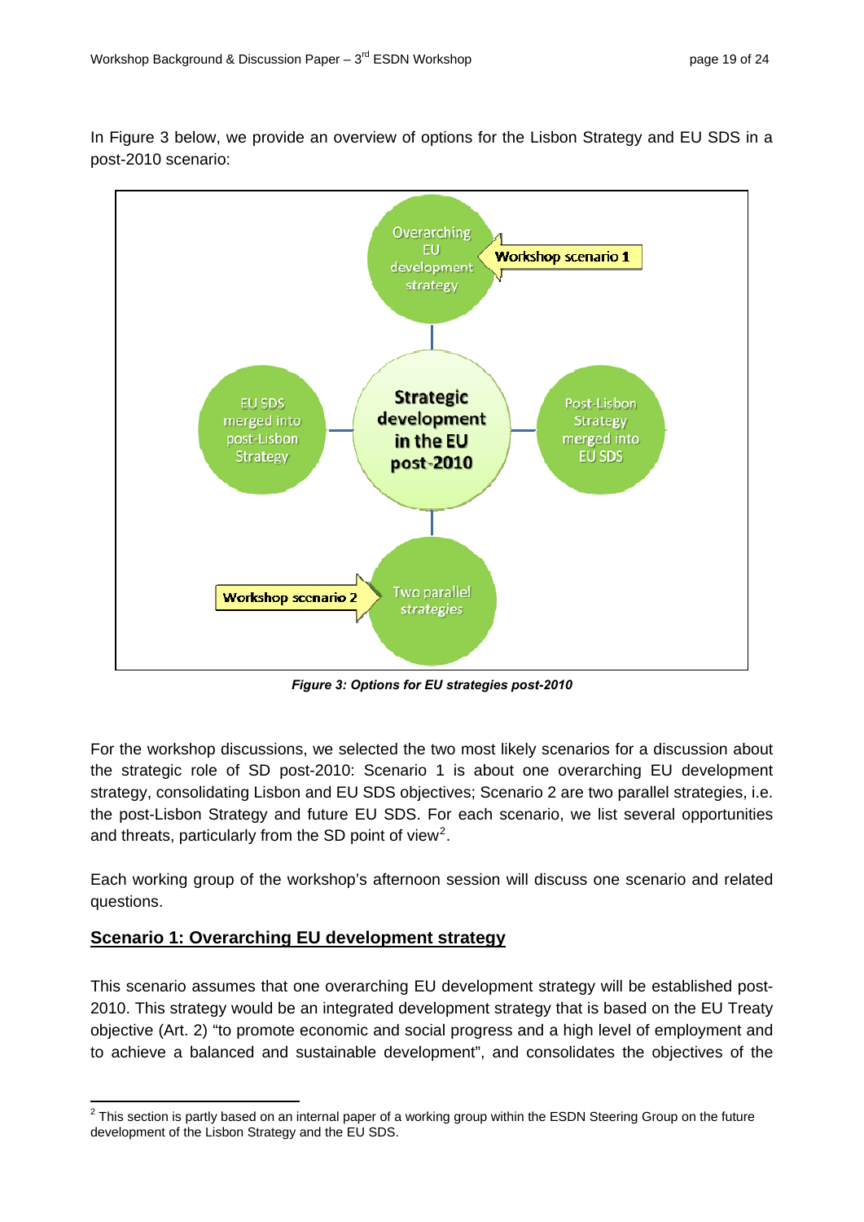In Figure 3 below, we provide an overview of options for the Lisbon Strategy and EU SDS in a post-2010 scenario:

*Figure 3: Options for EU strategies post-2010*

For the workshop discussions, we selected the two most likely scenarios for a discussion about the strategic role of SD post-2010: Scenario 1 is about one overarching EU development strategy, consolidating Lisbon and EU SDS objectives; Scenario 2 are two parallel strategies, i.e. the post-Lisbon Strategy and future EU SDS. For each scenario, we list several opportunities and threats, particularly from the SD point of view[2].

Each working group of the workshop's afternoon session will discuss one scenario and related questions.

## Scenario 1: Overarching EU development strategy

This scenario assumes that one overarching EU development strategy will be established post-2010. This strategy would be an integrated development strategy that is based on the EU Treaty objective (Art. 2) "to promote economic and social progress and a high level of employment and to achieve a balanced and sustainable development", and consolidates the objectives of the

---

[2] This section is partly based on an internal paper of a working group within the ESDN Steering Group on the future development of the Lisbon Strategy and the EU SDS.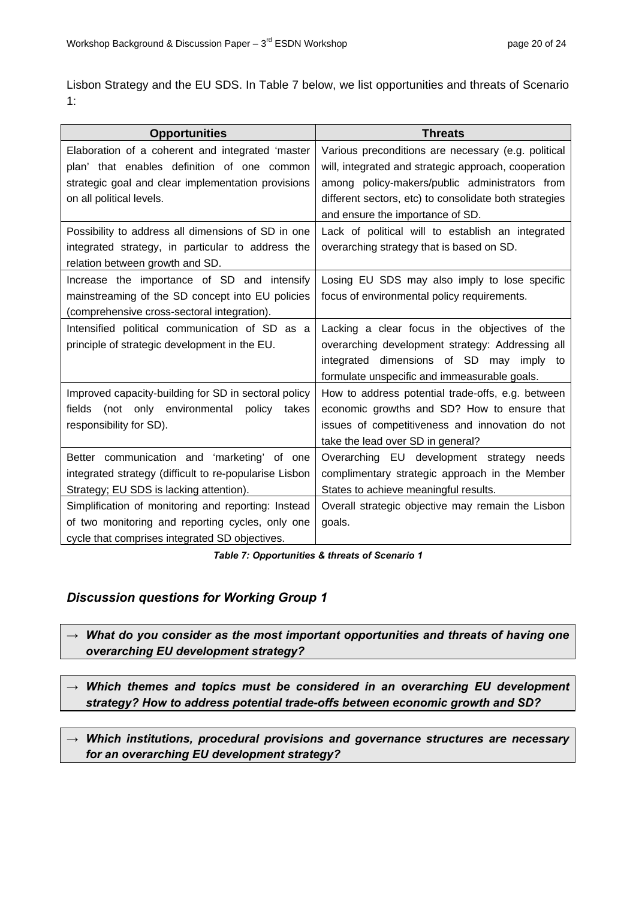Lisbon Strategy and the EU SDS. In Table 7 below, we list opportunities and threats of Scenario 1:

| Opportunities | Threats |
|---|---|
| Elaboration of a coherent and integrated 'master plan' that enables definition of one common strategic goal and clear implementation provisions on all political levels. | Various preconditions are necessary (e.g. political will, integrated and strategic approach, cooperation among policy-makers/public administrators from different sectors, etc) to consolidate both strategies and ensure the importance of SD. |
| Possibility to address all dimensions of SD in one integrated strategy, in particular to address the relation between growth and SD. | Lack of political will to establish an integrated overarching strategy that is based on SD. |
| Increase the importance of SD and intensify mainstreaming of the SD concept into EU policies (comprehensive cross-sectoral integration). | Losing EU SDS may also imply to lose specific focus of environmental policy requirements. |
| Intensified political communication of SD as a principle of strategic development in the EU. | Lacking a clear focus in the objectives of the overarching development strategy: Addressing all integrated dimensions of SD may imply to formulate unspecific and immeasurable goals. |
| Improved capacity-building for SD in sectoral policy fields (not only environmental policy takes responsibility for SD). | How to address potential trade-offs, e.g. between economic growths and SD? How to ensure that issues of competitiveness and innovation do not take the lead over SD in general? |
| Better communication and 'marketing' of one integrated strategy (difficult to re-popularise Lisbon Strategy; EU SDS is lacking attention). | Overarching EU development strategy needs complimentary strategic approach in the Member States to achieve meaningful results. |
| Simplification of monitoring and reporting: Instead of two monitoring and reporting cycles, only one cycle that comprises integrated SD objectives. | Overall strategic objective may remain the Lisbon goals. |

***Table 7: Opportunities & threats of Scenario 1***

## *Discussion questions for Working Group 1*

→ ***What do you consider as the most important opportunities and threats of having one overarching EU development strategy?***

→ ***Which themes and topics must be considered in an overarching EU development strategy? How to address potential trade-offs between economic growth and SD?***

→ ***Which institutions, procedural provisions and governance structures are necessary for an overarching EU development strategy?***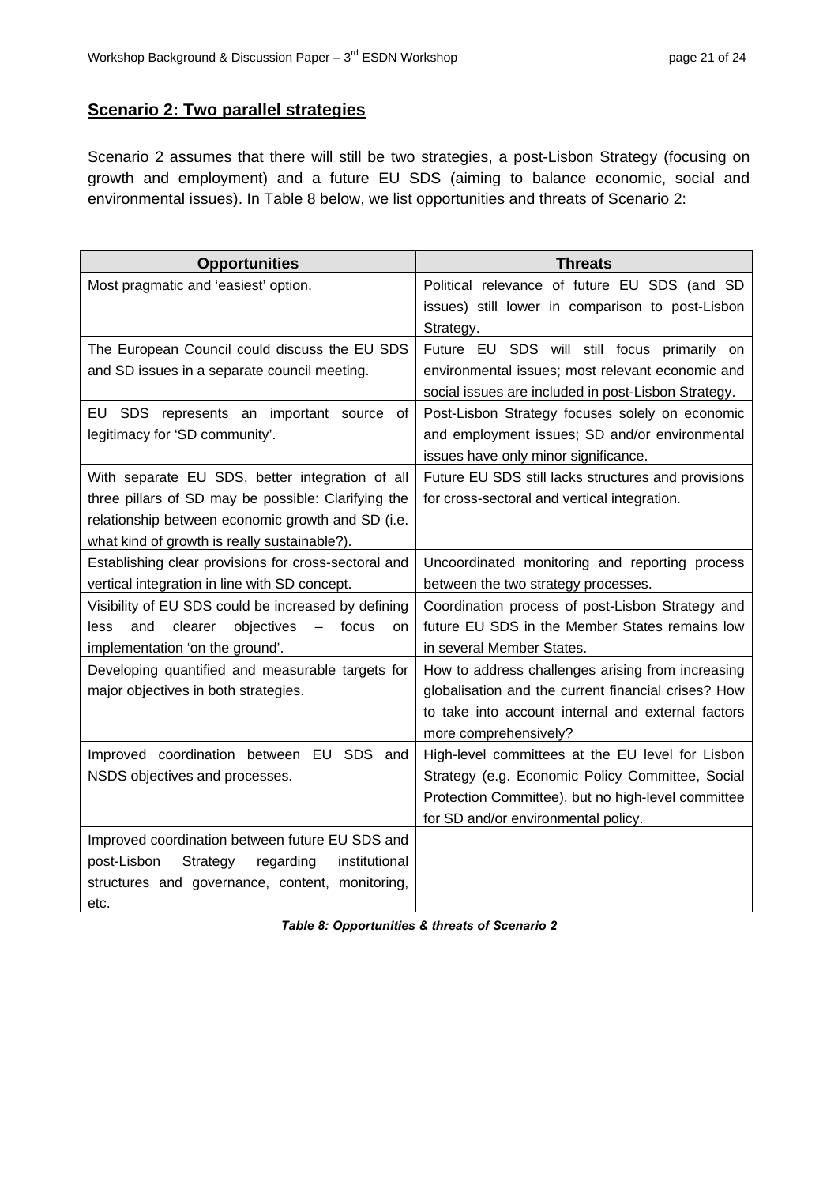**Scenario 2: Two parallel strategies**

Scenario 2 assumes that there will still be two strategies, a post-Lisbon Strategy (focusing on growth and employment) and a future EU SDS (aiming to balance economic, social and environmental issues). In Table 8 below, we list opportunities and threats of Scenario 2:

| Opportunities | Threats |
|---|---|
| Most pragmatic and 'easiest' option. | Political relevance of future EU SDS (and SD issues) still lower in comparison to post-Lisbon Strategy. |
| The European Council could discuss the EU SDS and SD issues in a separate council meeting. | Future EU SDS will still focus primarily on environmental issues; most relevant economic and social issues are included in post-Lisbon Strategy. |
| EU SDS represents an important source of legitimacy for 'SD community'. | Post-Lisbon Strategy focuses solely on economic and employment issues; SD and/or environmental issues have only minor significance. |
| With separate EU SDS, better integration of all three pillars of SD may be possible: Clarifying the relationship between economic growth and SD (i.e. what kind of growth is really sustainable?). | Future EU SDS still lacks structures and provisions for cross-sectoral and vertical integration. |
| Establishing clear provisions for cross-sectoral and vertical integration in line with SD concept. | Uncoordinated monitoring and reporting process between the two strategy processes. |
| Visibility of EU SDS could be increased by defining less and clearer objectives – focus on implementation 'on the ground'. | Coordination process of post-Lisbon Strategy and future EU SDS in the Member States remains low in several Member States. |
| Developing quantified and measurable targets for major objectives in both strategies. | How to address challenges arising from increasing globalisation and the current financial crises? How to take into account internal and external factors more comprehensively? |
| Improved coordination between EU SDS and NSDS objectives and processes. | High-level committees at the EU level for Lisbon Strategy (e.g. Economic Policy Committee, Social Protection Committee), but no high-level committee for SD and/or environmental policy. |
| Improved coordination between future EU SDS and post-Lisbon Strategy regarding institutional structures and governance, content, monitoring, etc. | |

***Table 8: Opportunities & threats of Scenario 2***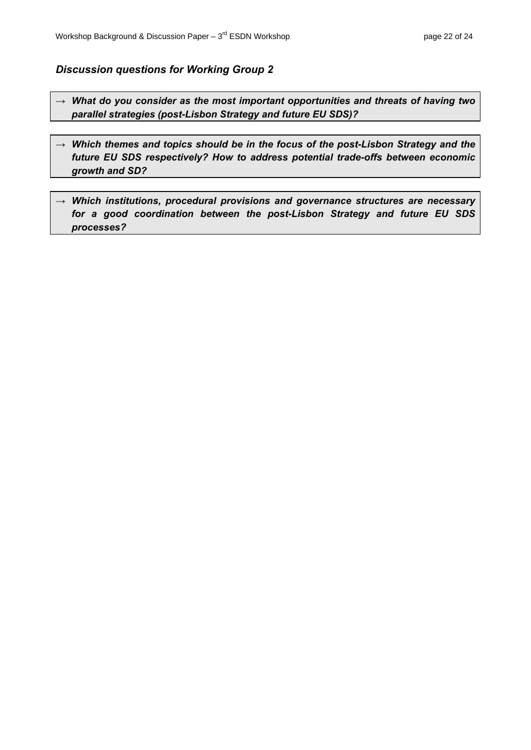### *Discussion questions for Working Group 2*

→ ***What do you consider as the most important opportunities and threats of having two parallel strategies (post-Lisbon Strategy and future EU SDS)?***

→ ***Which themes and topics should be in the focus of the post-Lisbon Strategy and the future EU SDS respectively? How to address potential trade-offs between economic growth and SD?***

→ ***Which institutions, procedural provisions and governance structures are necessary for a good coordination between the post-Lisbon Strategy and future EU SDS processes?***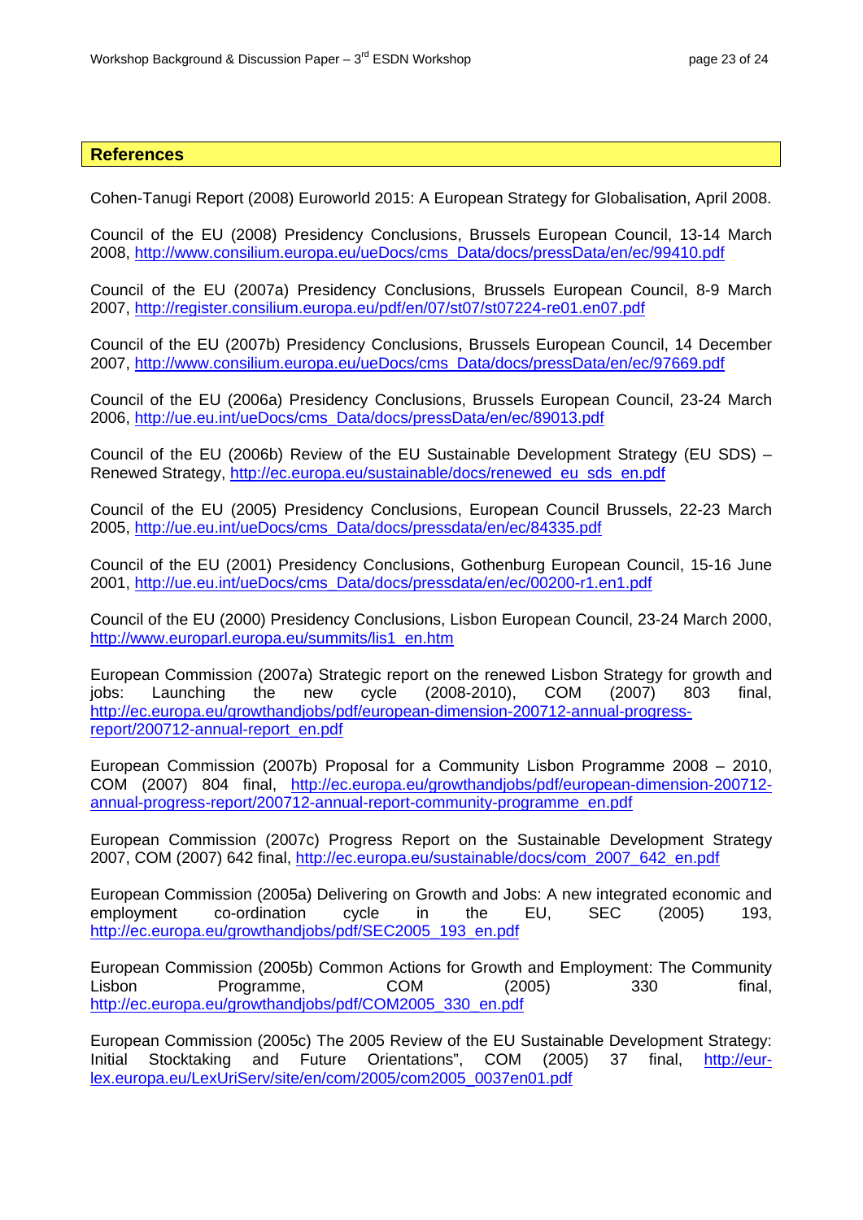## References

Cohen-Tanugi Report (2008) Euroworld 2015: A European Strategy for Globalisation, April 2008.

Council of the EU (2008) Presidency Conclusions, Brussels European Council, 13-14 March 2008, http://www.consilium.europa.eu/ueDocs/cms_Data/docs/pressData/en/ec/99410.pdf

Council of the EU (2007a) Presidency Conclusions, Brussels European Council, 8-9 March 2007, http://register.consilium.europa.eu/pdf/en/07/st07/st07224-re01.en07.pdf

Council of the EU (2007b) Presidency Conclusions, Brussels European Council, 14 December 2007, http://www.consilium.europa.eu/ueDocs/cms_Data/docs/pressData/en/ec/97669.pdf

Council of the EU (2006a) Presidency Conclusions, Brussels European Council, 23-24 March 2006, http://ue.eu.int/ueDocs/cms_Data/docs/pressData/en/ec/89013.pdf

Council of the EU (2006b) Review of the EU Sustainable Development Strategy (EU SDS) – Renewed Strategy, http://ec.europa.eu/sustainable/docs/renewed_eu_sds_en.pdf

Council of the EU (2005) Presidency Conclusions, European Council Brussels, 22-23 March 2005, http://ue.eu.int/ueDocs/cms_Data/docs/pressdata/en/ec/84335.pdf

Council of the EU (2001) Presidency Conclusions, Gothenburg European Council, 15-16 June 2001, http://ue.eu.int/ueDocs/cms_Data/docs/pressdata/en/ec/00200-r1.en1.pdf

Council of the EU (2000) Presidency Conclusions, Lisbon European Council, 23-24 March 2000, http://www.europarl.europa.eu/summits/lis1_en.htm

European Commission (2007a) Strategic report on the renewed Lisbon Strategy for growth and jobs: Launching the new cycle (2008-2010), COM (2007) 803 final, http://ec.europa.eu/growthandjobs/pdf/european-dimension-200712-annual-progress-report/200712-annual-report_en.pdf

European Commission (2007b) Proposal for a Community Lisbon Programme 2008 – 2010, COM (2007) 804 final, http://ec.europa.eu/growthandjobs/pdf/european-dimension-200712-annual-progress-report/200712-annual-report-community-programme_en.pdf

European Commission (2007c) Progress Report on the Sustainable Development Strategy 2007, COM (2007) 642 final, http://ec.europa.eu/sustainable/docs/com_2007_642_en.pdf

European Commission (2005a) Delivering on Growth and Jobs: A new integrated economic and employment co-ordination cycle in the EU, SEC (2005) 193, http://ec.europa.eu/growthandjobs/pdf/SEC2005_193_en.pdf

European Commission (2005b) Common Actions for Growth and Employment: The Community Lisbon Programme, COM (2005) 330 final, http://ec.europa.eu/growthandjobs/pdf/COM2005_330_en.pdf

European Commission (2005c) The 2005 Review of the EU Sustainable Development Strategy: Initial Stocktaking and Future Orientations", COM (2005) 37 final, http://eur-lex.europa.eu/LexUriServ/site/en/com/2005/com2005_0037en01.pdf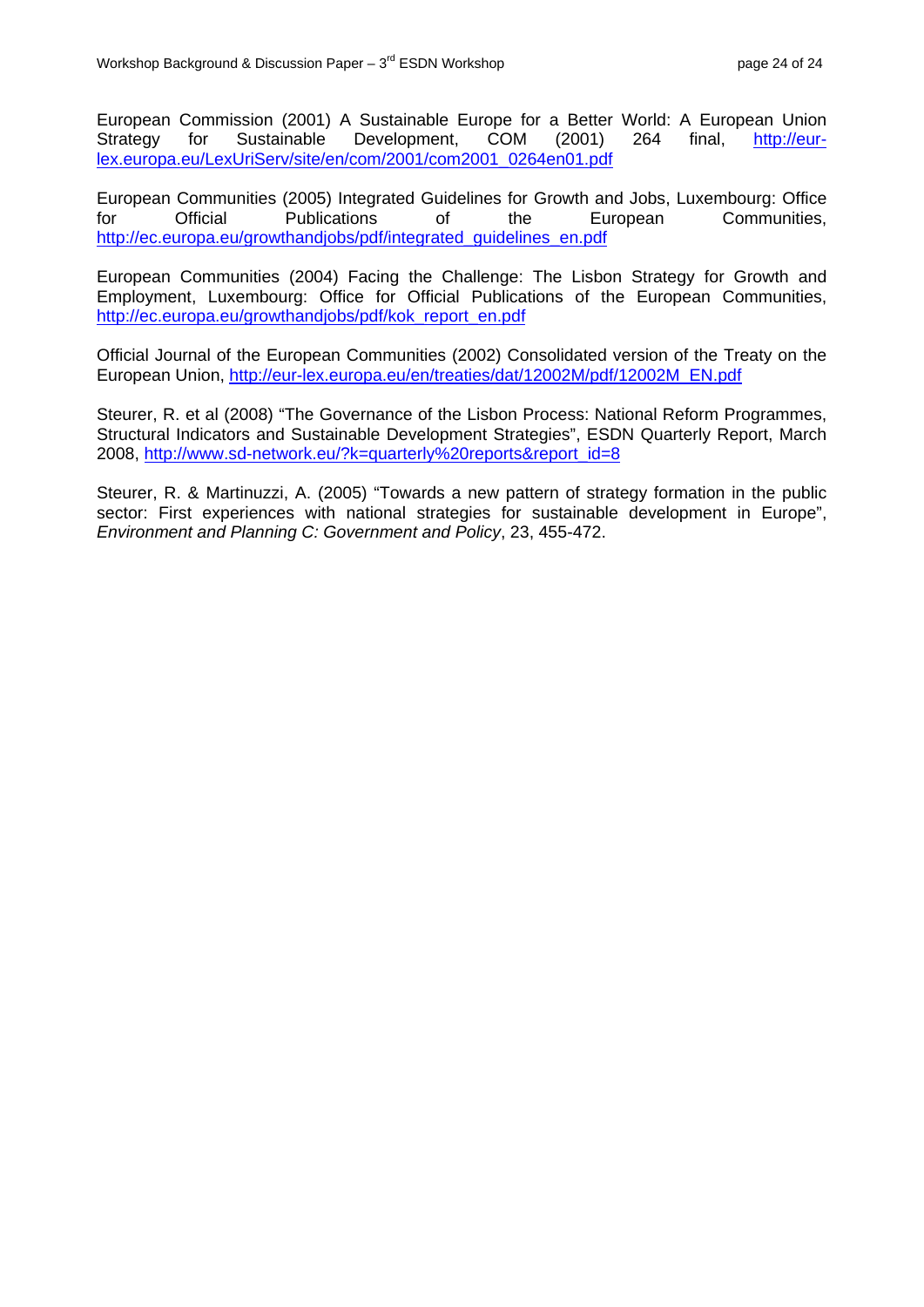European Commission (2001) A Sustainable Europe for a Better World: A European Union Strategy for Sustainable Development, COM (2001) 264 final, http://eur-lex.europa.eu/LexUriServ/site/en/com/2001/com2001_0264en01.pdf

European Communities (2005) Integrated Guidelines for Growth and Jobs, Luxembourg: Office for Official Publications of the European Communities, http://ec.europa.eu/growthandjobs/pdf/integrated_guidelines_en.pdf

European Communities (2004) Facing the Challenge: The Lisbon Strategy for Growth and Employment, Luxembourg: Office for Official Publications of the European Communities, http://ec.europa.eu/growthandjobs/pdf/kok_report_en.pdf

Official Journal of the European Communities (2002) Consolidated version of the Treaty on the European Union, http://eur-lex.europa.eu/en/treaties/dat/12002M/pdf/12002M_EN.pdf

Steurer, R. et al (2008) "The Governance of the Lisbon Process: National Reform Programmes, Structural Indicators and Sustainable Development Strategies", ESDN Quarterly Report, March 2008, http://www.sd-network.eu/?k=quarterly%20reports&report_id=8

Steurer, R. & Martinuzzi, A. (2005) "Towards a new pattern of strategy formation in the public sector: First experiences with national strategies for sustainable development in Europe", *Environment and Planning C: Government and Policy*, 23, 455-472.